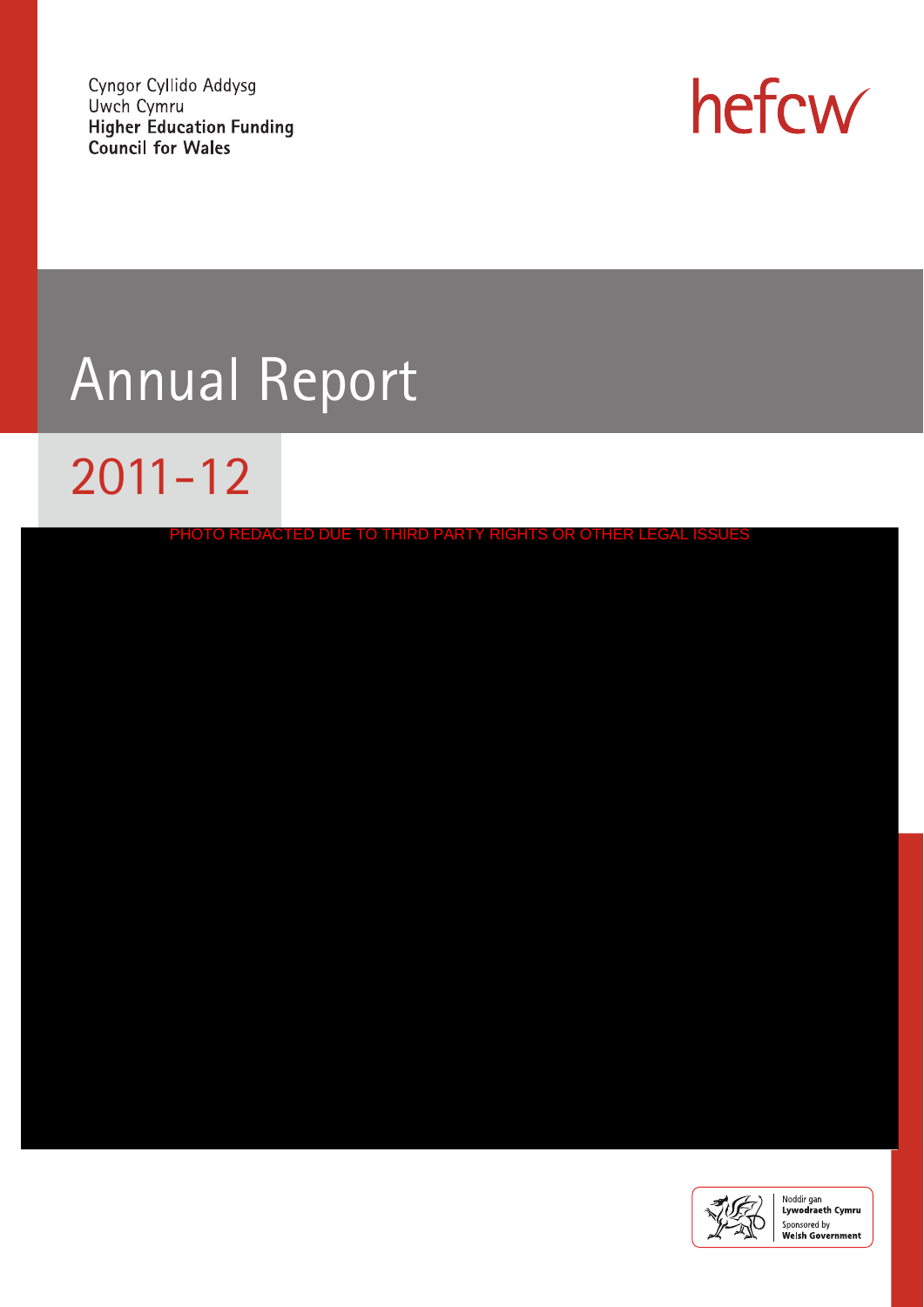Cyngor Cyllido Addysg
Uwch Cymru
**Higher Education Funding**
**Council for Wales**

hefcw

# Annual Report

## 2011-12

PHOTO REDACTED DUE TO THIRD PARTY RIGHTS OR OTHER LEGAL ISSUES

Noddir gan
**Lywodraeth Cymru**
Sponsored by
**Welsh Government**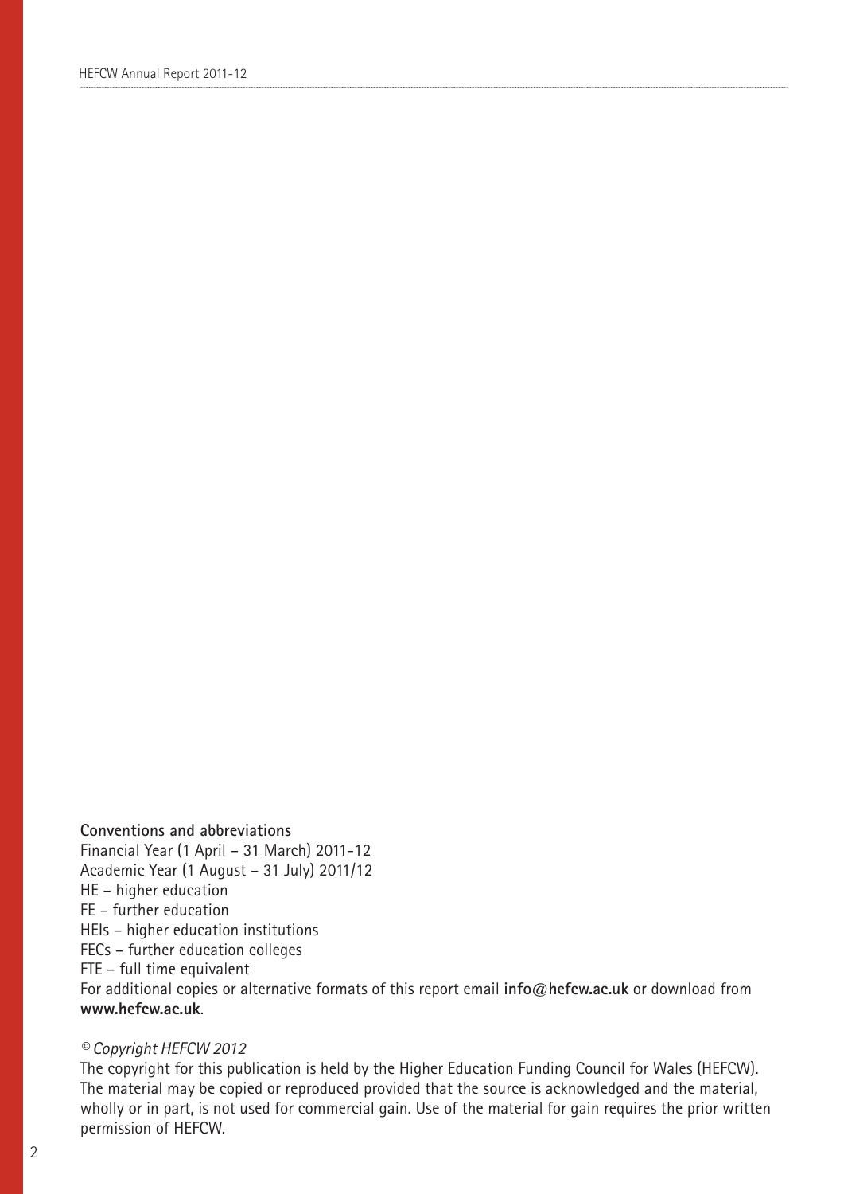**Conventions and abbreviations**

Financial Year (1 April – 31 March) 2011-12
Academic Year (1 August – 31 July) 2011/12
HE – higher education
FE – further education
HEIs – higher education institutions
FECs – further education colleges
FTE – full time equivalent
For additional copies or alternative formats of this report email **info@hefcw.ac.uk** or download from **www.hefcw.ac.uk**.

*© Copyright HEFCW 2012*

The copyright for this publication is held by the Higher Education Funding Council for Wales (HEFCW). The material may be copied or reproduced provided that the source is acknowledged and the material, wholly or in part, is not used for commercial gain. Use of the material for gain requires the prior written permission of HEFCW.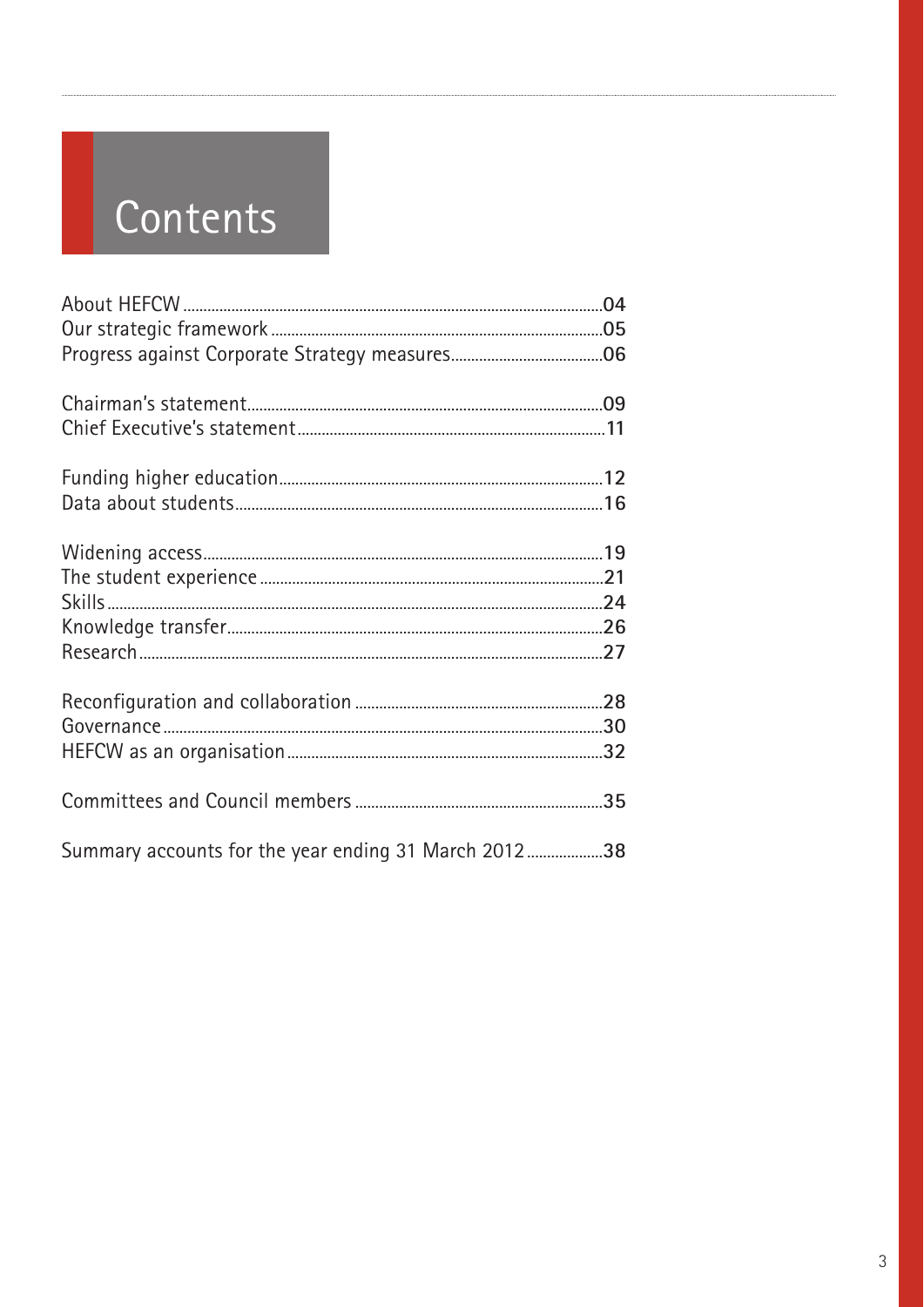# Contents

| | |
|---|---|
| About HEFCW | 04 |
| Our strategic framework | 05 |
| Progress against Corporate Strategy measures | 06 |
| Chairman's statement | 09 |
| Chief Executive's statement | 11 |
| Funding higher education | 12 |
| Data about students | 16 |
| Widening access | 19 |
| The student experience | 21 |
| Skills | 24 |
| Knowledge transfer | 26 |
| Research | 27 |
| Reconfiguration and collaboration | 28 |
| Governance | 30 |
| HEFCW as an organisation | 32 |
| Committees and Council members | 35 |
| Summary accounts for the year ending 31 March 2012 | 38 |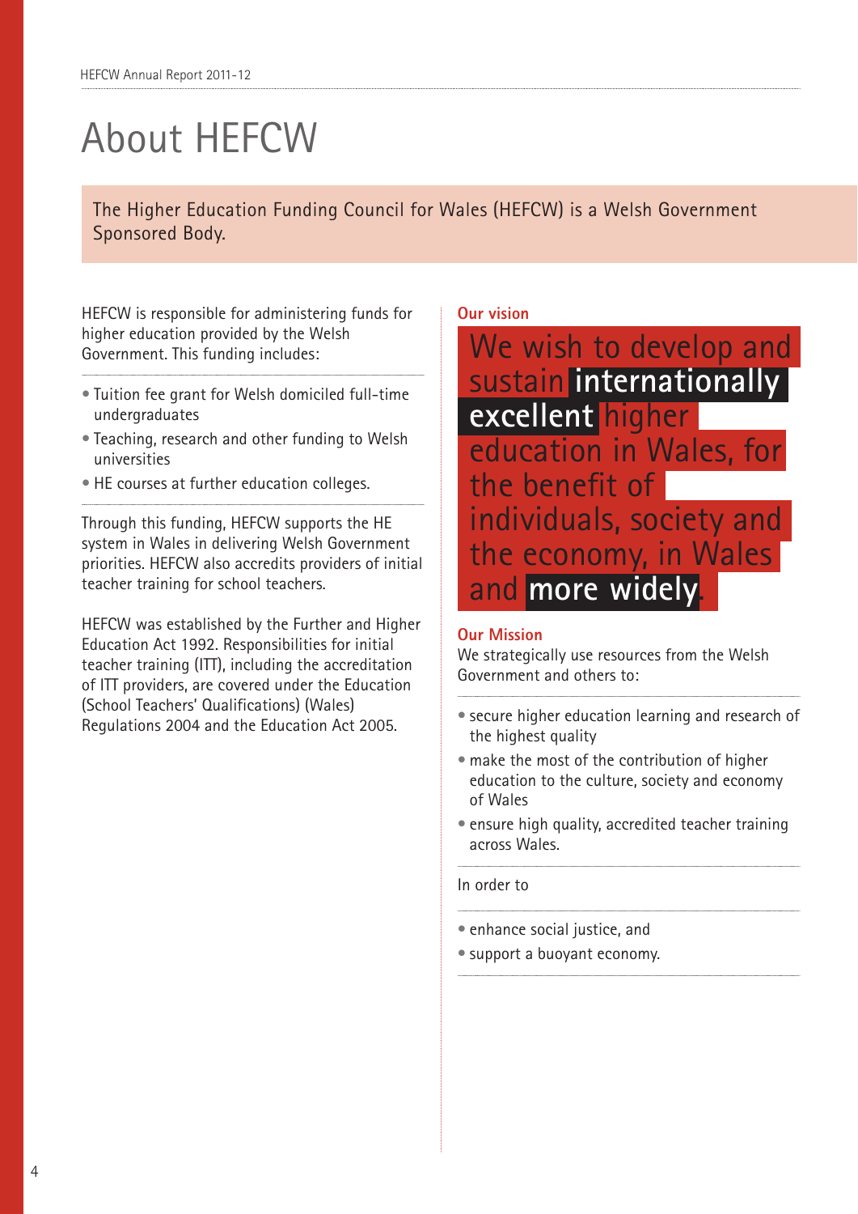# About HEFCW

The Higher Education Funding Council for Wales (HEFCW) is a Welsh Government Sponsored Body.

HEFCW is responsible for administering funds for higher education provided by the Welsh Government. This funding includes:

- Tuition fee grant for Welsh domiciled full-time undergraduates
- Teaching, research and other funding to Welsh universities
- HE courses at further education colleges.

Through this funding, HEFCW supports the HE system in Wales in delivering Welsh Government priorities. HEFCW also accredits providers of initial teacher training for school teachers.

HEFCW was established by the Further and Higher Education Act 1992. Responsibilities for initial teacher training (ITT), including the accreditation of ITT providers, are covered under the Education (School Teachers' Qualifications) (Wales) Regulations 2004 and the Education Act 2005.

## Our vision

We wish to develop and sustain **internationally excellent** higher education in Wales, for the benefit of individuals, society and the economy, in Wales and **more widely**.

## Our Mission

We strategically use resources from the Welsh Government and others to:

- secure higher education learning and research of the highest quality
- make the most of the contribution of higher education to the culture, society and economy of Wales
- ensure high quality, accredited teacher training across Wales.

In order to

- enhance social justice, and
- support a buoyant economy.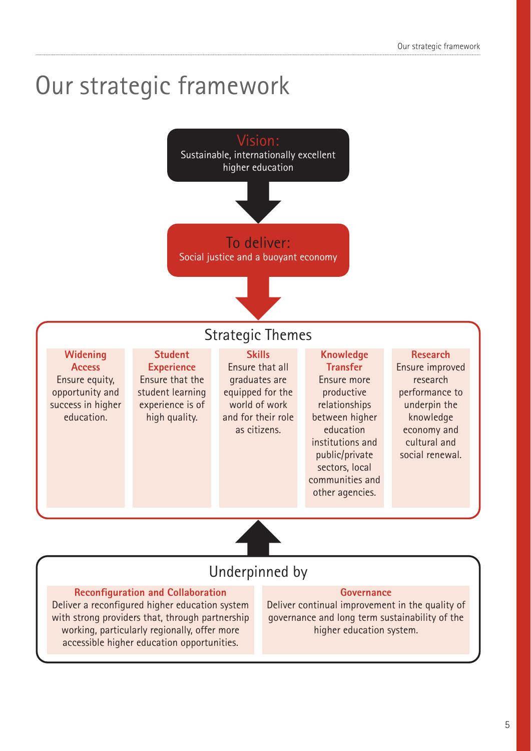# Our strategic framework

**Vision:**
Sustainable, internationally excellent higher education

**To deliver:**
Social justice and a buoyant economy

## Strategic Themes

**Widening Access**
Ensure equity, opportunity and success in higher education.

**Student Experience**
Ensure that the student learning experience is of high quality.

**Skills**
Ensure that all graduates are equipped for the world of work and for their role as citizens.

**Knowledge Transfer**
Ensure more productive relationships between higher education institutions and public/private sectors, local communities and other agencies.

**Research**
Ensure improved research performance to underpin the knowledge economy and cultural and social renewal.

## Underpinned by

**Reconfiguration and Collaboration**
Deliver a reconfigured higher education system with strong providers that, through partnership working, particularly regionally, offer more accessible higher education opportunities.

**Governance**
Deliver continual improvement in the quality of governance and long term sustainability of the higher education system.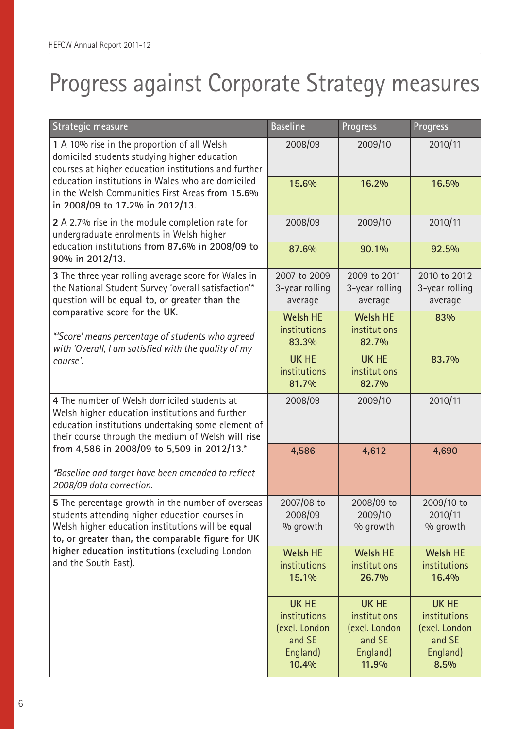# Progress against Corporate Strategy measures

| Strategic measure | Baseline | Progress | Progress |
|---|---|---|---|
| **1** A 10% rise in the proportion of all Welsh domiciled students studying higher education courses at higher education institutions and further education institutions in Wales who are domiciled in the Welsh Communities First Areas **from 15.6% in 2008/09 to 17.2% in 2012/13**. | 2008/09 | 2009/10 | 2010/11 |
| | **15.6%** | **16.2%** | **16.5%** |
| **2** A 2.7% rise in the module completion rate for undergraduate enrolments in Welsh higher education institutions **from 87.6% in 2008/09 to 90% in 2012/13**. | 2008/09 | 2009/10 | 2010/11 |
| | **87.6%** | **90.1%** | **92.5%** |
| **3** The three year rolling average score for Wales in the National Student Survey 'overall satisfaction'* question will be **equal to, or greater than the comparative score for the UK**. *\*'Score' means percentage of students who agreed with 'Overall, I am satisfied with the quality of my course'.* | 2007 to 2009 3-year rolling average | 2009 to 2011 3-year rolling average | 2010 to 2012 3-year rolling average |
| | **Welsh** HE institutions **83.3%** | **Welsh** HE institutions **82.7%** | **83%** |
| | **UK** HE institutions **81.7%** | **UK** HE institutions **82.7%** | **83.7%** |
| **4** The number of Welsh domiciled students at Welsh higher education institutions and further education institutions undertaking some element of their course through the medium of Welsh **will rise from 4,586 in 2008/09 to 5,509 in 2012/13.*** *\*Baseline and target have been amended to reflect 2008/09 data correction.* | 2008/09 | 2009/10 | 2010/11 |
| | **4,586** | **4,612** | **4,690** |
| **5** The percentage growth in the number of overseas students attending higher education courses in Welsh higher education institutions will be **equal to, or greater than, the comparable figure for UK higher education institutions** (excluding London and the South East). | 2007/08 to 2008/09 % growth | 2008/09 to 2009/10 % growth | 2009/10 to 2010/11 % growth |
| | **Welsh** HE institutions **15.1%** | **Welsh** HE institutions **26.7%** | **Welsh** HE institutions **16.4%** |
| | **UK** HE institutions (excl. London and SE England) **10.4%** | **UK** HE institutions (excl. London and SE England) **11.9%** | **UK** HE institutions (excl. London and SE England) **8.5%** |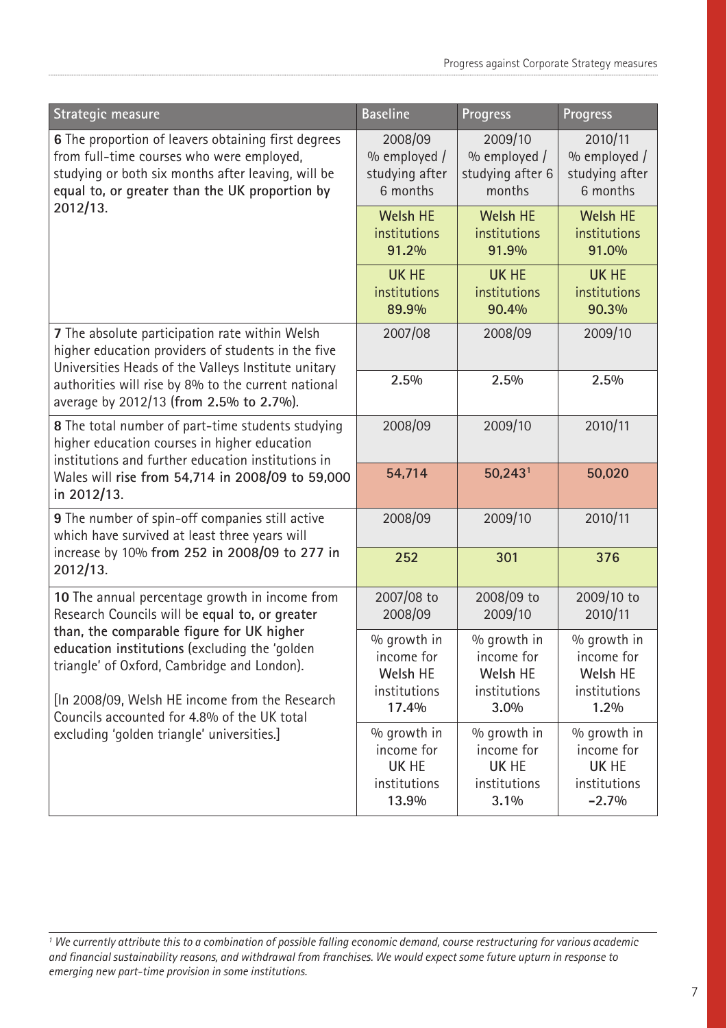| Strategic measure | Baseline | Progress | Progress |
|---|---|---|---|
| **6** The proportion of leavers obtaining first degrees from full-time courses who were employed, studying or both six months after leaving, will be **equal to, or greater than the UK proportion by 2012/13.** | 2008/09 % employed / studying after 6 months | 2009/10 % employed / studying after 6 months | 2010/11 % employed / studying after 6 months |
| | **Welsh** HE institutions **91.2%** | **Welsh** HE institutions **91.9%** | **Welsh** HE institutions **91.0%** |
| | **UK** HE institutions **89.9%** | **UK** HE institutions **90.4%** | **UK** HE institutions **90.3%** |
| **7** The absolute participation rate within Welsh higher education providers of students in the five Universities Heads of the Valleys Institute unitary authorities will rise by 8% to the current national average by 2012/13 (**from 2.5% to 2.7%**). | 2007/08 | 2008/09 | 2009/10 |
| | **2.5%** | **2.5%** | **2.5%** |
| **8** The total number of part-time students studying higher education courses in higher education institutions and further education institutions in Wales will **rise from 54,714 in 2008/09 to 59,000 in 2012/13.** | 2008/09 | 2009/10 | 2010/11 |
| | **54,714** | **50,243**[1] | **50,020** |
| **9** The number of spin-off companies still active which have survived at least three years will increase by 10% **from 252 in 2008/09 to 277 in 2012/13.** | 2008/09 | 2009/10 | 2010/11 |
| | **252** | **301** | **376** |
| **10** The annual percentage growth in income from Research Councils will be **equal to, or greater than, the comparable figure for UK higher education institutions** (excluding the 'golden triangle' of Oxford, Cambridge and London). [In 2008/09, Welsh HE income from the Research Councils accounted for 4.8% of the UK total excluding 'golden triangle' universities.] | 2007/08 to 2008/09 | 2008/09 to 2009/10 | 2009/10 to 2010/11 |
| | % growth in income for **Welsh** HE institutions **17.4%** | % growth in income for **Welsh** HE institutions **3.0%** | % growth in income for **Welsh** HE institutions **1.2%** |
| | % growth in income for **UK** HE institutions **13.9%** | % growth in income for **UK** HE institutions **3.1%** | % growth in income for **UK** HE institutions **-2.7%** |

*[1] We currently attribute this to a combination of possible falling economic demand, course restructuring for various academic and financial sustainability reasons, and withdrawal from franchises. We would expect some future upturn in response to emerging new part-time provision in some institutions.*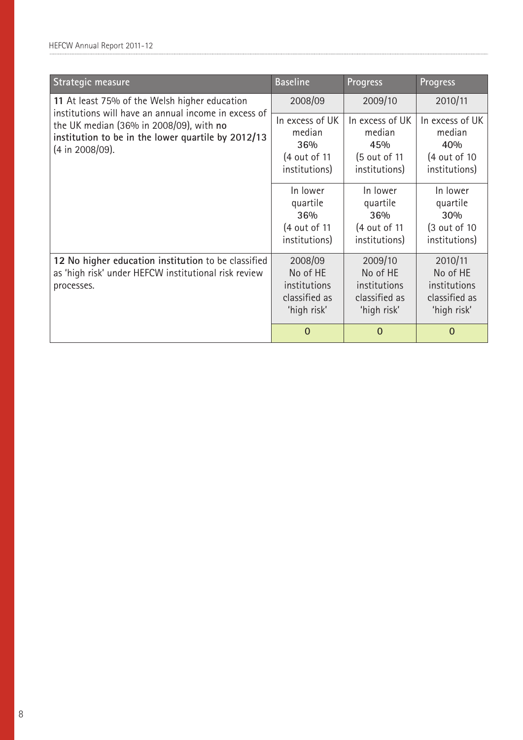| Strategic measure | Baseline | Progress | Progress |
|---|---|---|---|
| **11** At least 75% of the Welsh higher education institutions will have an annual income in excess of the UK median (36% in 2008/09), with **no institution to be in the lower quartile by 2012/13** (4 in 2008/09). | 2008/09 | 2009/10 | 2010/11 |
| | In excess of UK median 36% (4 out of 11 institutions) | In excess of UK median 45% (5 out of 11 institutions) | In excess of UK median 40% (4 out of 10 institutions) |
| | In lower quartile 36% (4 out of 11 institutions) | In lower quartile 36% (4 out of 11 institutions) | In lower quartile 30% (3 out of 10 institutions) |
| **12 No higher education institution** to be classified as 'high risk' under HEFCW institutional risk review processes. | 2008/09 No of HE institutions classified as 'high risk' | 2009/10 No of HE institutions classified as 'high risk' | 2010/11 No of HE institutions classified as 'high risk' |
| | 0 | 0 | 0 |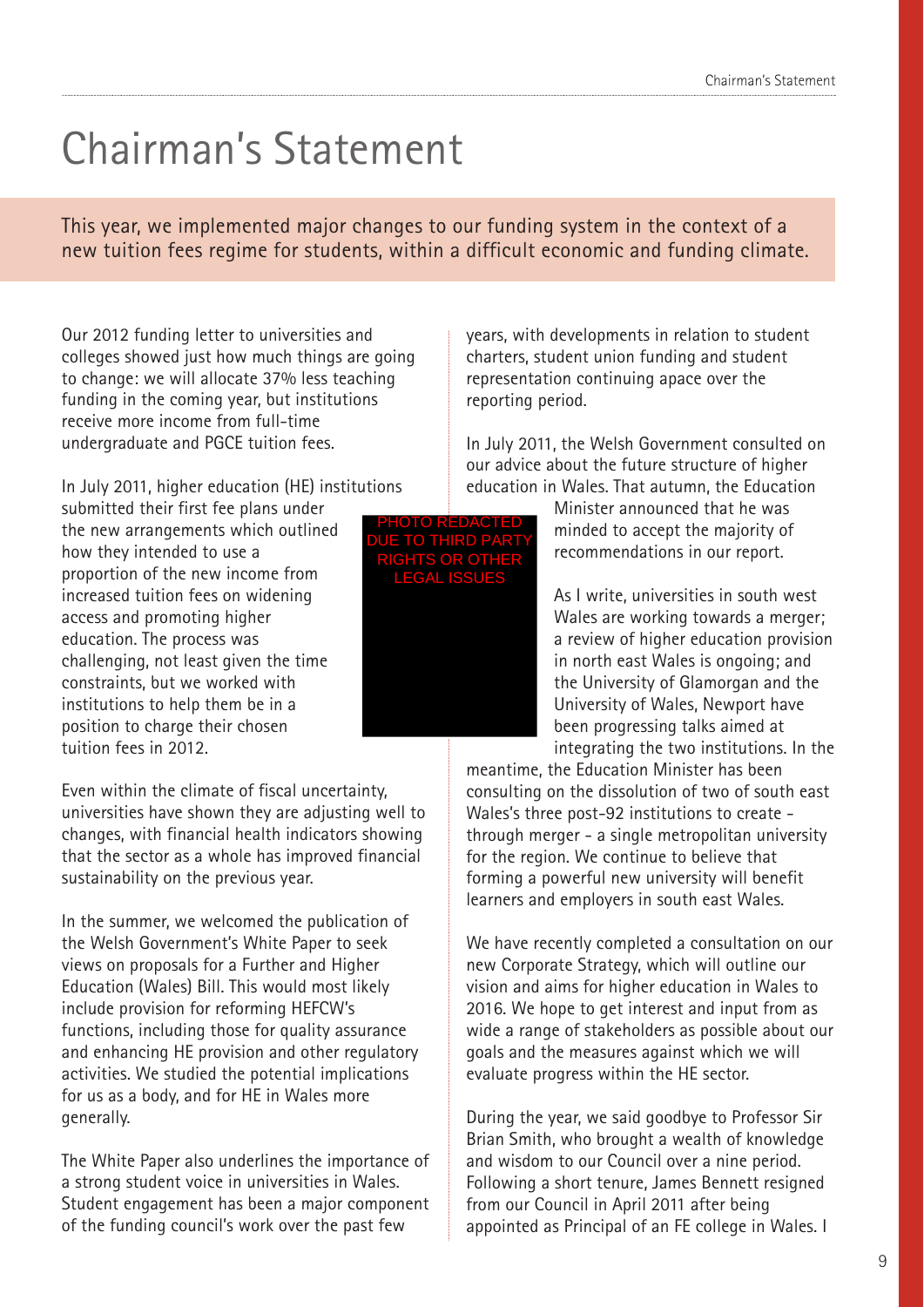# Chairman's Statement

This year, we implemented major changes to our funding system in the context of a new tuition fees regime for students, within a difficult economic and funding climate.

Our 2012 funding letter to universities and colleges showed just how much things are going to change: we will allocate 37% less teaching funding in the coming year, but institutions receive more income from full-time undergraduate and PGCE tuition fees.

In July 2011, higher education (HE) institutions submitted their first fee plans under the new arrangements which outlined how they intended to use a proportion of the new income from increased tuition fees on widening access and promoting higher education. The process was challenging, not least given the time constraints, but we worked with institutions to help them be in a position to charge their chosen tuition fees in 2012.

PHOTO REDACTED DUE TO THIRD PARTY RIGHTS OR OTHER LEGAL ISSUES

Even within the climate of fiscal uncertainty, universities have shown they are adjusting well to changes, with financial health indicators showing that the sector as a whole has improved financial sustainability on the previous year.

In the summer, we welcomed the publication of the Welsh Government's White Paper to seek views on proposals for a Further and Higher Education (Wales) Bill. This would most likely include provision for reforming HEFCW's functions, including those for quality assurance and enhancing HE provision and other regulatory activities. We studied the potential implications for us as a body, and for HE in Wales more generally.

The White Paper also underlines the importance of a strong student voice in universities in Wales. Student engagement has been a major component of the funding council's work over the past few years, with developments in relation to student charters, student union funding and student representation continuing apace over the reporting period.

In July 2011, the Welsh Government consulted on our advice about the future structure of higher education in Wales. That autumn, the Education Minister announced that he was minded to accept the majority of recommendations in our report.

As I write, universities in south west Wales are working towards a merger; a review of higher education provision in north east Wales is ongoing; and the University of Glamorgan and the University of Wales, Newport have been progressing talks aimed at integrating the two institutions. In the meantime, the Education Minister has been consulting on the dissolution of two of south east Wales's three post-92 institutions to create - through merger - a single metropolitan university for the region. We continue to believe that forming a powerful new university will benefit learners and employers in south east Wales.

We have recently completed a consultation on our new Corporate Strategy, which will outline our vision and aims for higher education in Wales to 2016. We hope to get interest and input from as wide a range of stakeholders as possible about our goals and the measures against which we will evaluate progress within the HE sector.

During the year, we said goodbye to Professor Sir Brian Smith, who brought a wealth of knowledge and wisdom to our Council over a nine period. Following a short tenure, James Bennett resigned from our Council in April 2011 after being appointed as Principal of an FE college in Wales. I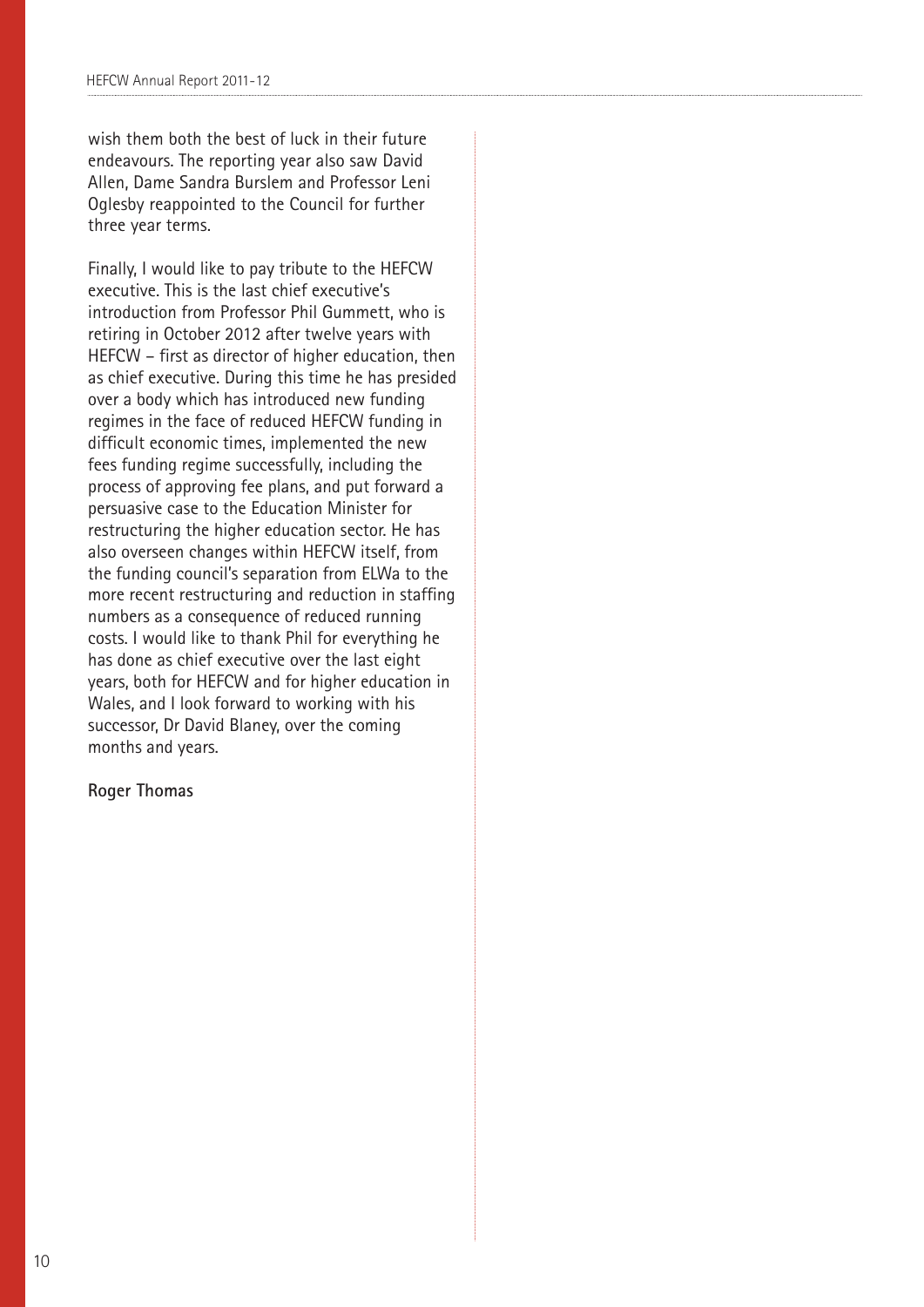wish them both the best of luck in their future endeavours. The reporting year also saw David Allen, Dame Sandra Burslem and Professor Leni Oglesby reappointed to the Council for further three year terms.

Finally, I would like to pay tribute to the HEFCW executive. This is the last chief executive's introduction from Professor Phil Gummett, who is retiring in October 2012 after twelve years with HEFCW – first as director of higher education, then as chief executive. During this time he has presided over a body which has introduced new funding regimes in the face of reduced HEFCW funding in difficult economic times, implemented the new fees funding regime successfully, including the process of approving fee plans, and put forward a persuasive case to the Education Minister for restructuring the higher education sector. He has also overseen changes within HEFCW itself, from the funding council's separation from ELWa to the more recent restructuring and reduction in staffing numbers as a consequence of reduced running costs. I would like to thank Phil for everything he has done as chief executive over the last eight years, both for HEFCW and for higher education in Wales, and I look forward to working with his successor, Dr David Blaney, over the coming months and years.

**Roger Thomas**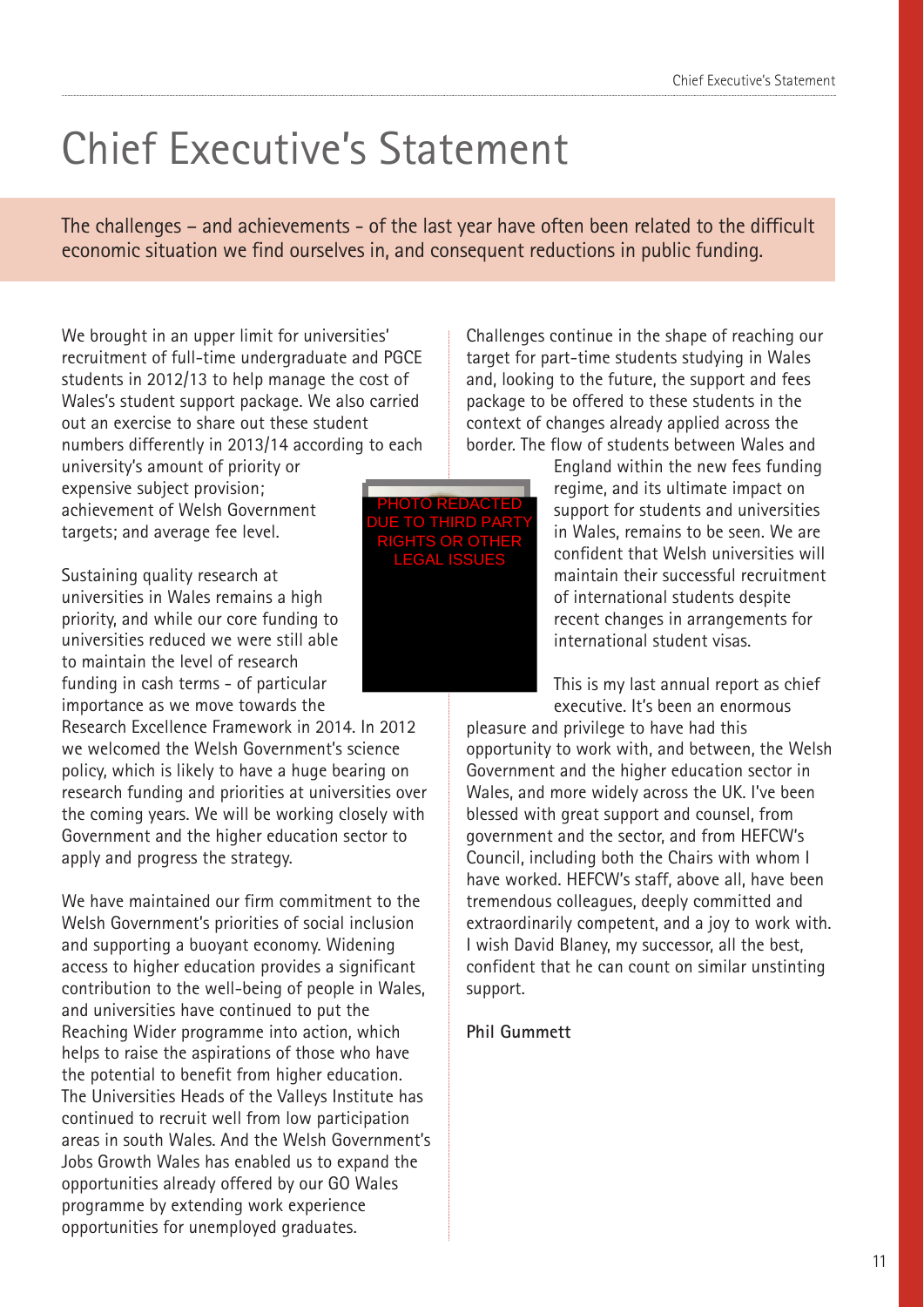# Chief Executive's Statement

The challenges – and achievements - of the last year have often been related to the difficult economic situation we find ourselves in, and consequent reductions in public funding.

We brought in an upper limit for universities' recruitment of full-time undergraduate and PGCE students in 2012/13 to help manage the cost of Wales's student support package. We also carried out an exercise to share out these student numbers differently in 2013/14 according to each university's amount of priority or expensive subject provision; achievement of Welsh Government targets; and average fee level.

PHOTO REDACTED DUE TO THIRD PARTY RIGHTS OR OTHER LEGAL ISSUES

Sustaining quality research at universities in Wales remains a high priority, and while our core funding to universities reduced we were still able to maintain the level of research funding in cash terms - of particular importance as we move towards the Research Excellence Framework in 2014. In 2012 we welcomed the Welsh Government's science policy, which is likely to have a huge bearing on research funding and priorities at universities over the coming years. We will be working closely with Government and the higher education sector to apply and progress the strategy.

We have maintained our firm commitment to the Welsh Government's priorities of social inclusion and supporting a buoyant economy. Widening access to higher education provides a significant contribution to the well-being of people in Wales, and universities have continued to put the Reaching Wider programme into action, which helps to raise the aspirations of those who have the potential to benefit from higher education. The Universities Heads of the Valleys Institute has continued to recruit well from low participation areas in south Wales. And the Welsh Government's Jobs Growth Wales has enabled us to expand the opportunities already offered by our GO Wales programme by extending work experience opportunities for unemployed graduates.

Challenges continue in the shape of reaching our target for part-time students studying in Wales and, looking to the future, the support and fees package to be offered to these students in the context of changes already applied across the border. The flow of students between Wales and England within the new fees funding regime, and its ultimate impact on support for students and universities in Wales, remains to be seen. We are confident that Welsh universities will maintain their successful recruitment of international students despite recent changes in arrangements for international student visas.

This is my last annual report as chief executive. It's been an enormous pleasure and privilege to have had this opportunity to work with, and between, the Welsh Government and the higher education sector in Wales, and more widely across the UK. I've been blessed with great support and counsel, from government and the sector, and from HEFCW's Council, including both the Chairs with whom I have worked. HEFCW's staff, above all, have been tremendous colleagues, deeply committed and extraordinarily competent, and a joy to work with. I wish David Blaney, my successor, all the best, confident that he can count on similar unstinting support.

**Phil Gummett**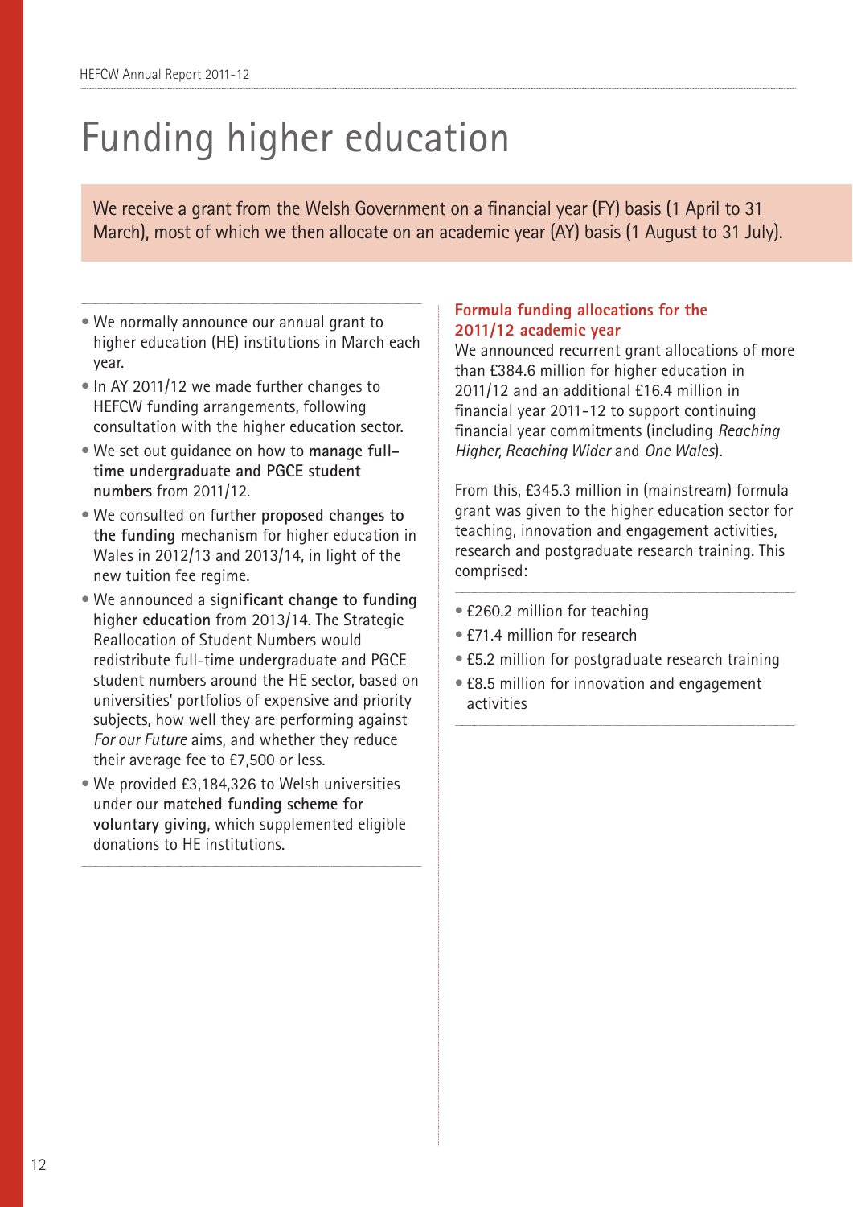# Funding higher education

We receive a grant from the Welsh Government on a financial year (FY) basis (1 April to 31 March), most of which we then allocate on an academic year (AY) basis (1 August to 31 July).

- We normally announce our annual grant to higher education (HE) institutions in March each year.
- In AY 2011/12 we made further changes to HEFCW funding arrangements, following consultation with the higher education sector.
- We set out guidance on how to **manage full-time undergraduate and PGCE student numbers** from 2011/12.
- We consulted on further **proposed changes to the funding mechanism** for higher education in Wales in 2012/13 and 2013/14, in light of the new tuition fee regime.
- We announced a **significant change to funding higher education** from 2013/14. The Strategic Reallocation of Student Numbers would redistribute full-time undergraduate and PGCE student numbers around the HE sector, based on universities' portfolios of expensive and priority subjects, how well they are performing against *For our Future* aims, and whether they reduce their average fee to £7,500 or less.
- We provided £3,184,326 to Welsh universities under our **matched funding scheme for voluntary giving**, which supplemented eligible donations to HE institutions.

### Formula funding allocations for the 2011/12 academic year

We announced recurrent grant allocations of more than £384.6 million for higher education in 2011/12 and an additional £16.4 million in financial year 2011-12 to support continuing financial year commitments (including *Reaching Higher, Reaching Wider* and *One Wales*).

From this, £345.3 million in (mainstream) formula grant was given to the higher education sector for teaching, innovation and engagement activities, research and postgraduate research training. This comprised:

- £260.2 million for teaching
- £71.4 million for research
- £5.2 million for postgraduate research training
- £8.5 million for innovation and engagement activities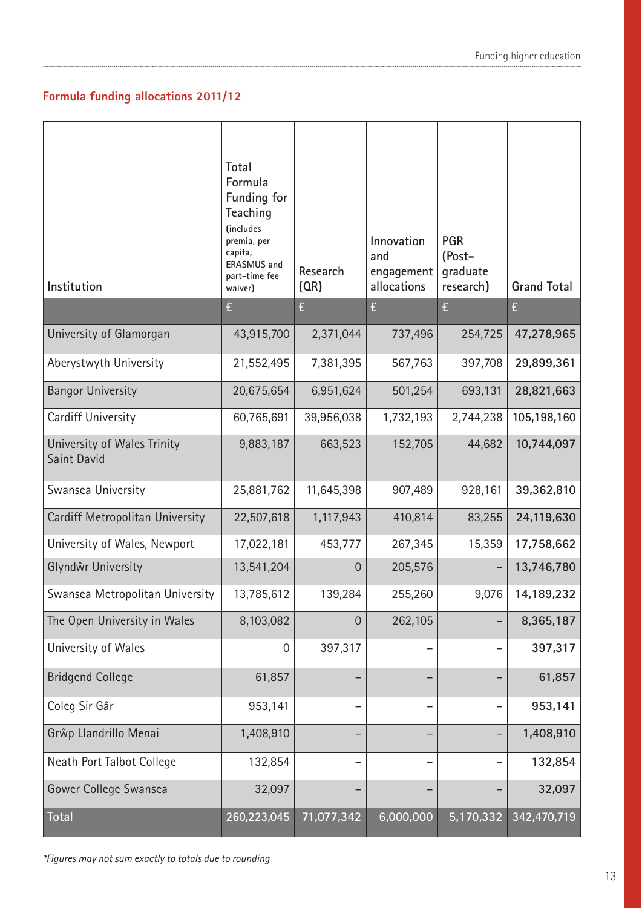## Formula funding allocations 2011/12

| Institution | Total Formula Funding for Teaching (includes premia, per capita, ERASMUS and part-time fee waiver) | Research (QR) | Innovation and engagement allocations | PGR (Post-graduate research) | Grand Total |
|---|---|---|---|---|---|
| | £ | £ | £ | £ | £ |
| University of Glamorgan | 43,915,700 | 2,371,044 | 737,496 | 254,725 | **47,278,965** |
| Aberystwyth University | 21,552,495 | 7,381,395 | 567,763 | 397,708 | **29,899,361** |
| Bangor University | 20,675,654 | 6,951,624 | 501,254 | 693,131 | **28,821,663** |
| Cardiff University | 60,765,691 | 39,956,038 | 1,732,193 | 2,744,238 | **105,198,160** |
| University of Wales Trinity Saint David | 9,883,187 | 663,523 | 152,705 | 44,682 | **10,744,097** |
| Swansea University | 25,881,762 | 11,645,398 | 907,489 | 928,161 | **39,362,810** |
| Cardiff Metropolitan University | 22,507,618 | 1,117,943 | 410,814 | 83,255 | **24,119,630** |
| University of Wales, Newport | 17,022,181 | 453,777 | 267,345 | 15,359 | **17,758,662** |
| Glyndŵr University | 13,541,204 | 0 | 205,576 | – | **13,746,780** |
| Swansea Metropolitan University | 13,785,612 | 139,284 | 255,260 | 9,076 | **14,189,232** |
| The Open University in Wales | 8,103,082 | 0 | 262,105 | – | **8,365,187** |
| University of Wales | 0 | 397,317 | – | – | **397,317** |
| Bridgend College | 61,857 | – | – | – | **61,857** |
| Coleg Sir Gâr | 953,141 | – | – | – | **953,141** |
| Grŵp Llandrillo Menai | 1,408,910 | – | – | – | **1,408,910** |
| Neath Port Talbot College | 132,854 | – | – | – | **132,854** |
| Gower College Swansea | 32,097 | – | – | – | **32,097** |
| **Total** | **260,223,045** | **71,077,342** | **6,000,000** | **5,170,332** | **342,470,719** |

*\*Figures may not sum exactly to totals due to rounding*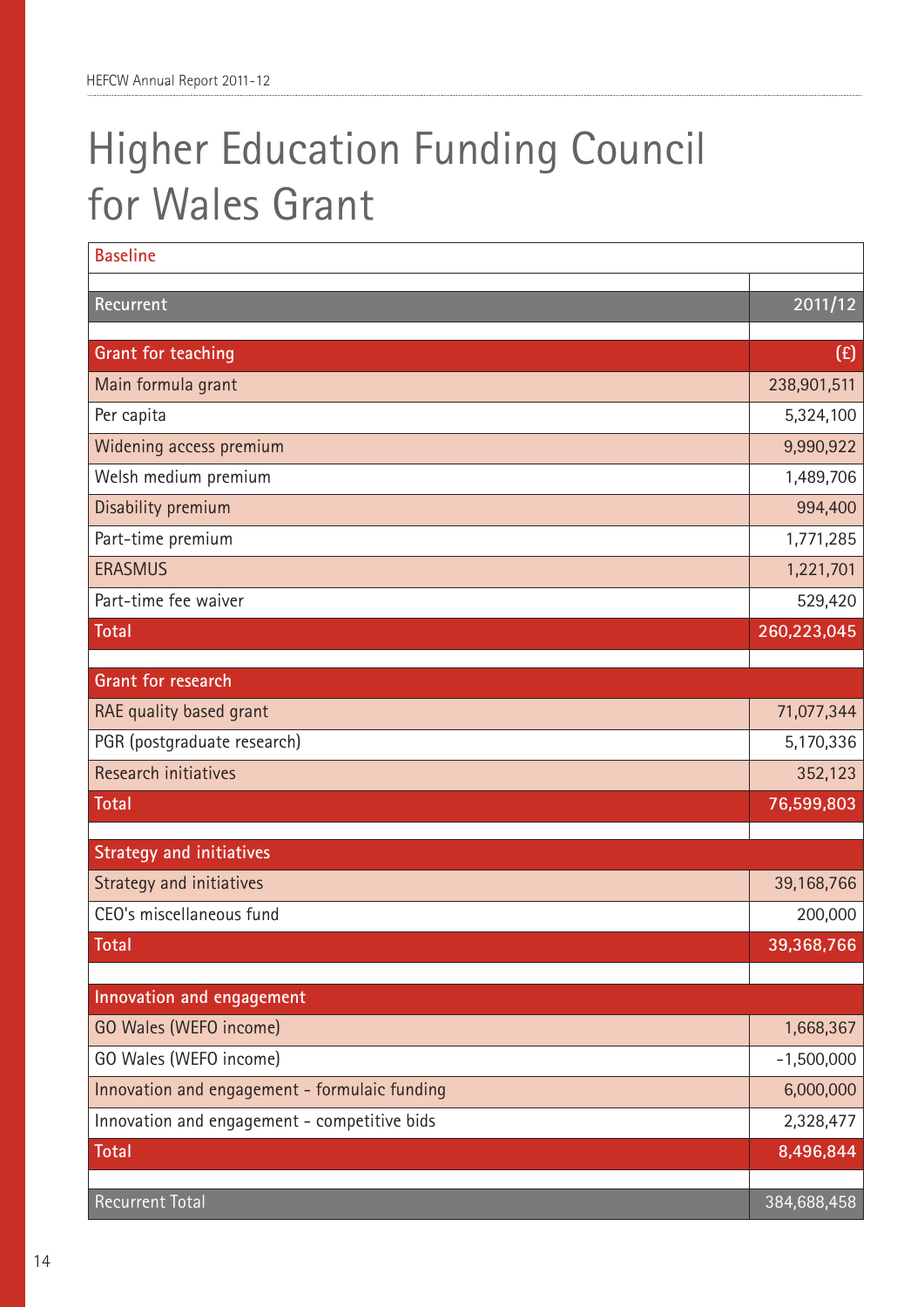# Higher Education Funding Council for Wales Grant

| Baseline | |
|---|---|
| | |
| **Recurrent** | **2011/12** |
| | |
| **Grant for teaching** | **(£)** |
| Main formula grant | 238,901,511 |
| Per capita | 5,324,100 |
| Widening access premium | 9,990,922 |
| Welsh medium premium | 1,489,706 |
| Disability premium | 994,400 |
| Part-time premium | 1,771,285 |
| ERASMUS | 1,221,701 |
| Part-time fee waiver | 529,420 |
| **Total** | **260,223,045** |
| | |
| **Grant for research** | |
| RAE quality based grant | 71,077,344 |
| PGR (postgraduate research) | 5,170,336 |
| Research initiatives | 352,123 |
| **Total** | **76,599,803** |
| | |
| **Strategy and initiatives** | |
| Strategy and initiatives | 39,168,766 |
| CEO's miscellaneous fund | 200,000 |
| **Total** | **39,368,766** |
| | |
| **Innovation and engagement** | |
| GO Wales (WEFO income) | 1,668,367 |
| GO Wales (WEFO income) | -1,500,000 |
| Innovation and engagement - formulaic funding | 6,000,000 |
| Innovation and engagement - competitive bids | 2,328,477 |
| **Total** | **8,496,844** |
| | |
| Recurrent Total | 384,688,458 |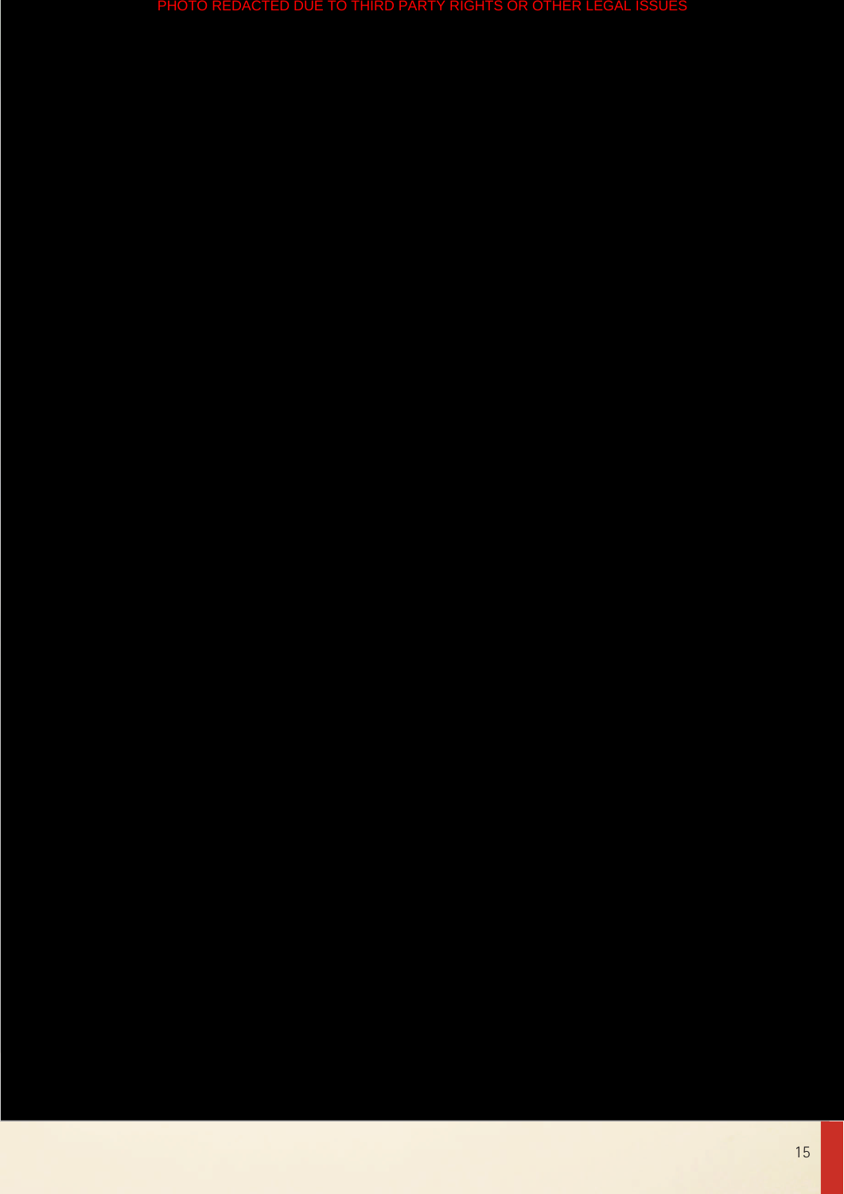PHOTO REDACTED DUE TO THIRD PARTY RIGHTS OR OTHER LEGAL ISSUES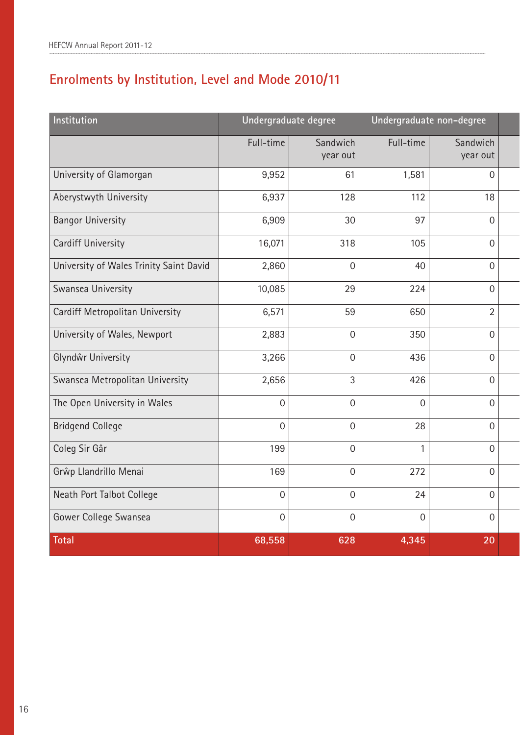## Enrolments by Institution, Level and Mode 2010/11

| Institution | Undergraduate degree | | Undergraduate non-degree | |
|---|---|---|---|---|
| | Full-time | Sandwich year out | Full-time | Sandwich year out |
| University of Glamorgan | 9,952 | 61 | 1,581 | 0 |
| Aberystwyth University | 6,937 | 128 | 112 | 18 |
| Bangor University | 6,909 | 30 | 97 | 0 |
| Cardiff University | 16,071 | 318 | 105 | 0 |
| University of Wales Trinity Saint David | 2,860 | 0 | 40 | 0 |
| Swansea University | 10,085 | 29 | 224 | 0 |
| Cardiff Metropolitan University | 6,571 | 59 | 650 | 2 |
| University of Wales, Newport | 2,883 | 0 | 350 | 0 |
| Glyndŵr University | 3,266 | 0 | 436 | 0 |
| Swansea Metropolitan University | 2,656 | 3 | 426 | 0 |
| The Open University in Wales | 0 | 0 | 0 | 0 |
| Bridgend College | 0 | 0 | 28 | 0 |
| Coleg Sir Gâr | 199 | 0 | 1 | 0 |
| Grŵp Llandrillo Menai | 169 | 0 | 272 | 0 |
| Neath Port Talbot College | 0 | 0 | 24 | 0 |
| Gower College Swansea | 0 | 0 | 0 | 0 |
| **Total** | **68,558** | **628** | **4,345** | **20** |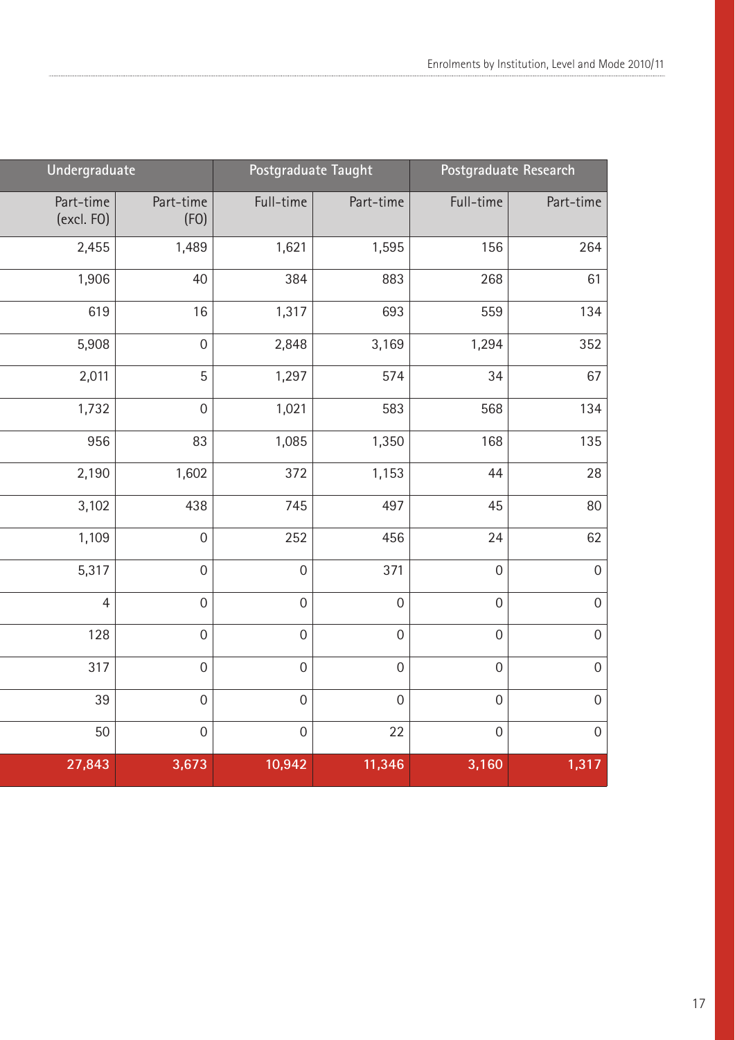| Undergraduate | | Postgraduate Taught | | Postgraduate Research | |
|---|---|---|---|---|---|
| Part-time (excl. FO) | Part-time (FO) | Full-time | Part-time | Full-time | Part-time |
| 2,455 | 1,489 | 1,621 | 1,595 | 156 | 264 |
| 1,906 | 40 | 384 | 883 | 268 | 61 |
| 619 | 16 | 1,317 | 693 | 559 | 134 |
| 5,908 | 0 | 2,848 | 3,169 | 1,294 | 352 |
| 2,011 | 5 | 1,297 | 574 | 34 | 67 |
| 1,732 | 0 | 1,021 | 583 | 568 | 134 |
| 956 | 83 | 1,085 | 1,350 | 168 | 135 |
| 2,190 | 1,602 | 372 | 1,153 | 44 | 28 |
| 3,102 | 438 | 745 | 497 | 45 | 80 |
| 1,109 | 0 | 252 | 456 | 24 | 62 |
| 5,317 | 0 | 0 | 371 | 0 | 0 |
| 4 | 0 | 0 | 0 | 0 | 0 |
| 128 | 0 | 0 | 0 | 0 | 0 |
| 317 | 0 | 0 | 0 | 0 | 0 |
| 39 | 0 | 0 | 0 | 0 | 0 |
| 50 | 0 | 0 | 22 | 0 | 0 |
| **27,843** | **3,673** | **10,942** | **11,346** | **3,160** | **1,317** |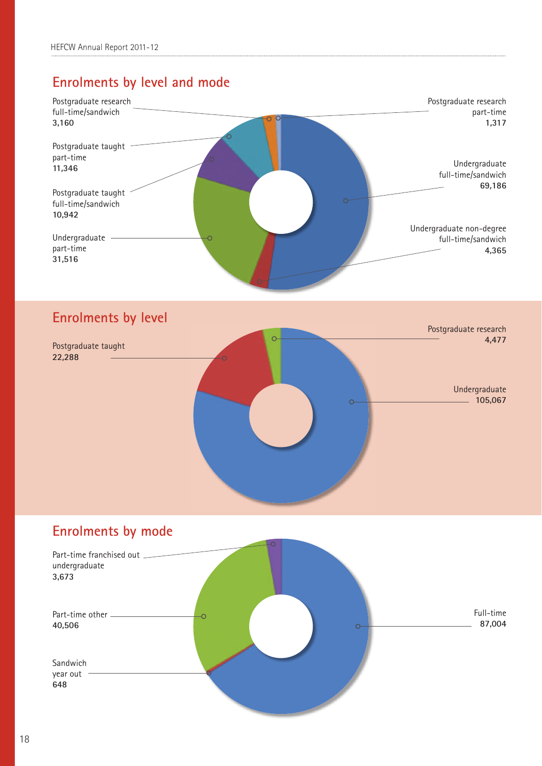## Enrolments by level and mode

Postgraduate research full-time/sandwich
3,160

Postgraduate research part-time
1,317

Postgraduate taught part-time
11,346

Undergraduate full-time/sandwich
69,186

Postgraduate taught full-time/sandwich
10,942

Undergraduate non-degree full-time/sandwich
4,365

Undergraduate part-time
31,516

## Enrolments by level

Postgraduate research
4,477

Postgraduate taught
22,288

Undergraduate
105,067

## Enrolments by mode

Part-time franchised out undergraduate
3,673

Part-time other
40,506

Full-time
87,004

Sandwich year out
648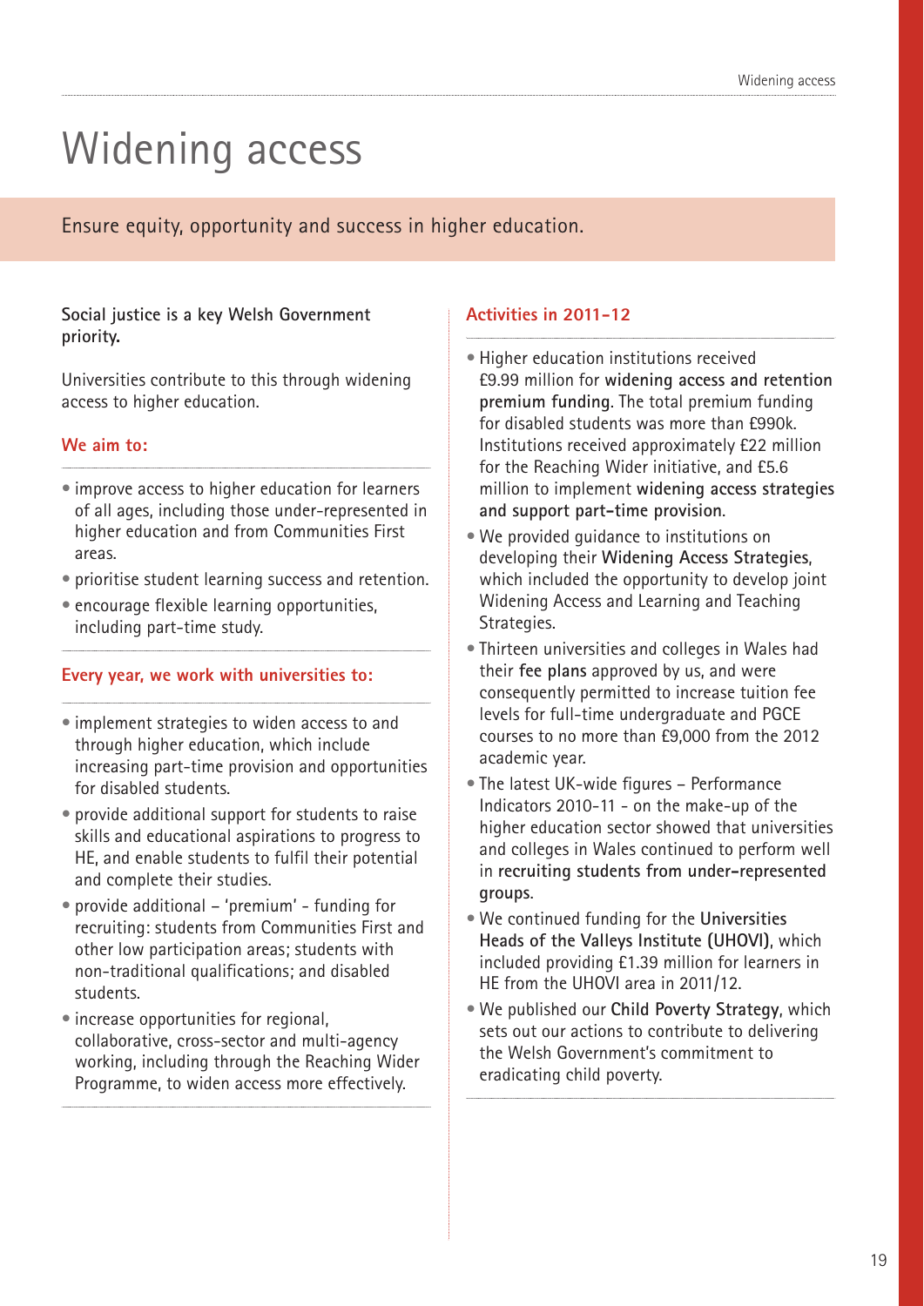# Widening access

Ensure equity, opportunity and success in higher education.

**Social justice is a key Welsh Government priority.**

Universities contribute to this through widening access to higher education.

### We aim to:

- improve access to higher education for learners of all ages, including those under-represented in higher education and from Communities First areas.
- prioritise student learning success and retention.
- encourage flexible learning opportunities, including part-time study.

### Every year, we work with universities to:

- implement strategies to widen access to and through higher education, which include increasing part-time provision and opportunities for disabled students.
- provide additional support for students to raise skills and educational aspirations to progress to HE, and enable students to fulfil their potential and complete their studies.
- provide additional – 'premium' - funding for recruiting: students from Communities First and other low participation areas; students with non-traditional qualifications; and disabled students.
- increase opportunities for regional, collaborative, cross-sector and multi-agency working, including through the Reaching Wider Programme, to widen access more effectively.

### Activities in 2011-12

- Higher education institutions received £9.99 million for **widening access and retention premium funding**. The total premium funding for disabled students was more than £990k. Institutions received approximately £22 million for the Reaching Wider initiative, and £5.6 million to implement **widening access strategies and support part-time provision**.
- We provided guidance to institutions on developing their **Widening Access Strategies**, which included the opportunity to develop joint Widening Access and Learning and Teaching Strategies.
- Thirteen universities and colleges in Wales had their **fee plans** approved by us, and were consequently permitted to increase tuition fee levels for full-time undergraduate and PGCE courses to no more than £9,000 from the 2012 academic year.
- The latest UK-wide figures – Performance Indicators 2010-11 - on the make-up of the higher education sector showed that universities and colleges in Wales continued to perform well in **recruiting students from under-represented groups**.
- We continued funding for the **Universities Heads of the Valleys Institute (UHOVI)**, which included providing £1.39 million for learners in HE from the UHOVI area in 2011/12.
- We published our **Child Poverty Strategy**, which sets out our actions to contribute to delivering the Welsh Government's commitment to eradicating child poverty.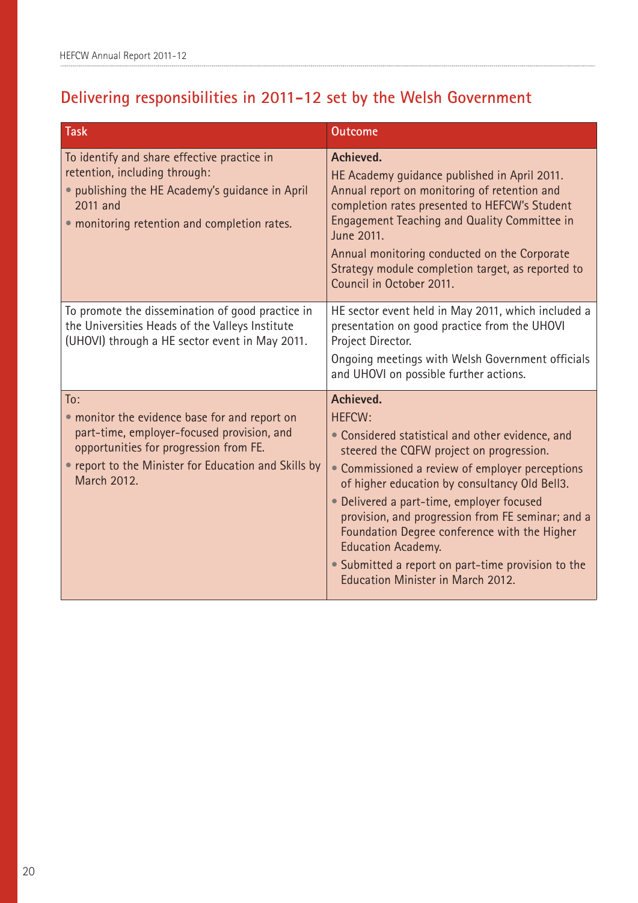## Delivering responsibilities in 2011-12 set by the Welsh Government

| Task | Outcome |
|---|---|
| To identify and share effective practice in retention, including through:<br>• publishing the HE Academy's guidance in April 2011 and<br>• monitoring retention and completion rates. | **Achieved.**<br>HE Academy guidance published in April 2011. Annual report on monitoring of retention and completion rates presented to HEFCW's Student Engagement Teaching and Quality Committee in June 2011.<br>Annual monitoring conducted on the Corporate Strategy module completion target, as reported to Council in October 2011. |
| To promote the dissemination of good practice in the Universities Heads of the Valleys Institute (UHOVI) through a HE sector event in May 2011. | HE sector event held in May 2011, which included a presentation on good practice from the UHOVI Project Director.<br>Ongoing meetings with Welsh Government officials and UHOVI on possible further actions. |
| To:<br>• monitor the evidence base for and report on part-time, employer-focused provision, and opportunities for progression from FE.<br>• report to the Minister for Education and Skills by March 2012. | **Achieved.**<br>HEFCW:<br>• Considered statistical and other evidence, and steered the CQFW project on progression.<br>• Commissioned a review of employer perceptions of higher education by consultancy Old Bell3.<br>• Delivered a part-time, employer focused provision, and progression from FE seminar; and a Foundation Degree conference with the Higher Education Academy.<br>• Submitted a report on part-time provision to the Education Minister in March 2012. |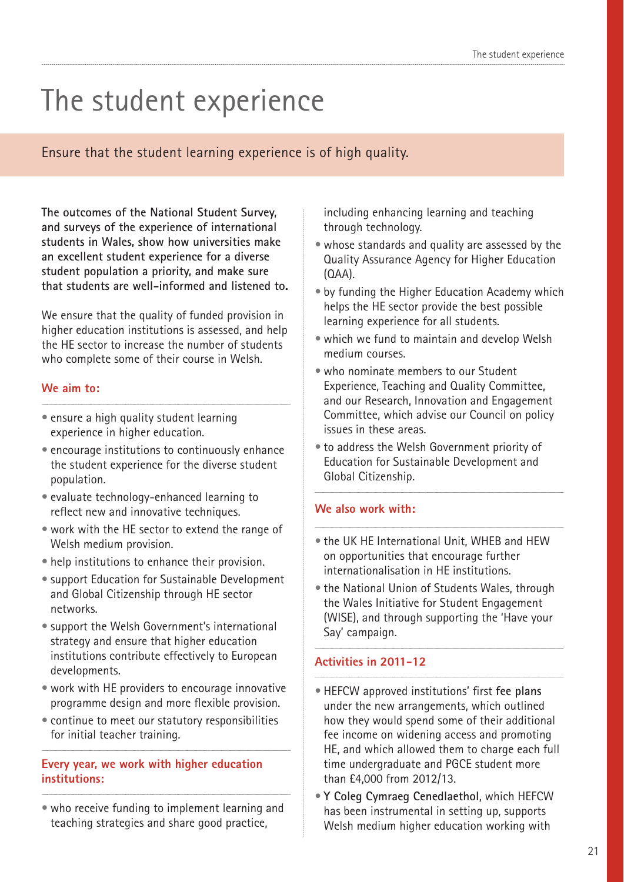# The student experience

Ensure that the student learning experience is of high quality.

**The outcomes of the National Student Survey, and surveys of the experience of international students in Wales, show how universities make an excellent student experience for a diverse student population a priority, and make sure that students are well-informed and listened to.**

We ensure that the quality of funded provision in higher education institutions is assessed, and help the HE sector to increase the number of students who complete some of their course in Welsh.

### We aim to:

- ensure a high quality student learning experience in higher education.
- encourage institutions to continuously enhance the student experience for the diverse student population.
- evaluate technology-enhanced learning to reflect new and innovative techniques.
- work with the HE sector to extend the range of Welsh medium provision.
- help institutions to enhance their provision.
- support Education for Sustainable Development and Global Citizenship through HE sector networks.
- support the Welsh Government's international strategy and ensure that higher education institutions contribute effectively to European developments.
- work with HE providers to encourage innovative programme design and more flexible provision.
- continue to meet our statutory responsibilities for initial teacher training.

### Every year, we work with higher education institutions:

- who receive funding to implement learning and teaching strategies and share good practice, including enhancing learning and teaching through technology.
- whose standards and quality are assessed by the Quality Assurance Agency for Higher Education (QAA).
- by funding the Higher Education Academy which helps the HE sector provide the best possible learning experience for all students.
- which we fund to maintain and develop Welsh medium courses.
- who nominate members to our Student Experience, Teaching and Quality Committee, and our Research, Innovation and Engagement Committee, which advise our Council on policy issues in these areas.
- to address the Welsh Government priority of Education for Sustainable Development and Global Citizenship.

### We also work with:

- the UK HE International Unit, WHEB and HEW on opportunities that encourage further internationalisation in HE institutions.
- the National Union of Students Wales, through the Wales Initiative for Student Engagement (WISE), and through supporting the 'Have your Say' campaign.

### Activities in 2011-12

- HEFCW approved institutions' first **fee plans** under the new arrangements, which outlined how they would spend some of their additional fee income on widening access and promoting HE, and which allowed them to charge each full time undergraduate and PGCE student more than £4,000 from 2012/13.
- **Y Coleg Cymraeg Cenedlaethol**, which HEFCW has been instrumental in setting up, supports Welsh medium higher education working with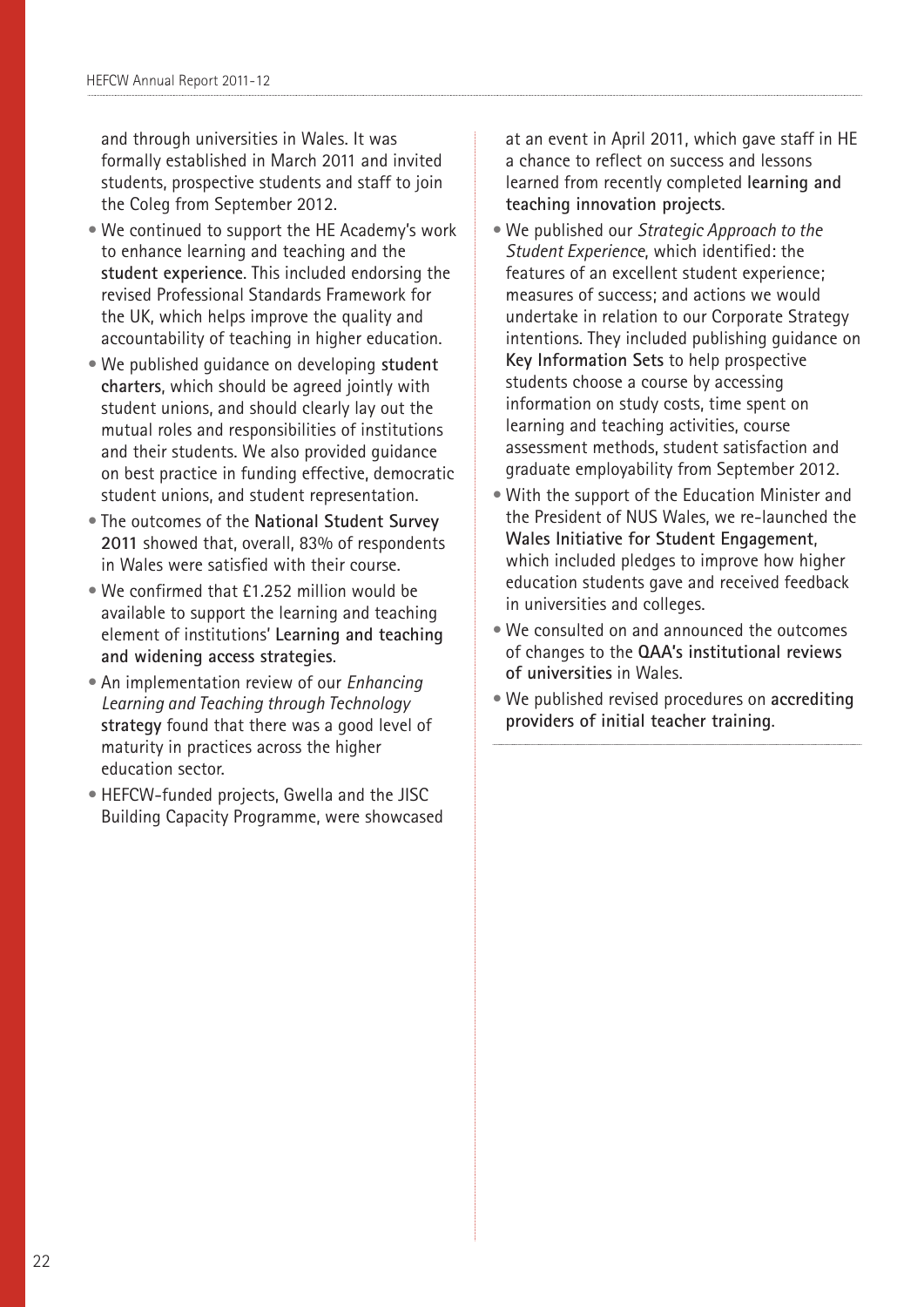and through universities in Wales. It was formally established in March 2011 and invited students, prospective students and staff to join the Coleg from September 2012.

- We continued to support the HE Academy's work to enhance learning and teaching and the **student experience**. This included endorsing the revised Professional Standards Framework for the UK, which helps improve the quality and accountability of teaching in higher education.
- We published guidance on developing **student charters**, which should be agreed jointly with student unions, and should clearly lay out the mutual roles and responsibilities of institutions and their students. We also provided guidance on best practice in funding effective, democratic student unions, and student representation.
- The outcomes of the **National Student Survey 2011** showed that, overall, 83% of respondents in Wales were satisfied with their course.
- We confirmed that £1.252 million would be available to support the learning and teaching element of institutions' **Learning and teaching and widening access strategies**.
- An implementation review of our *Enhancing Learning and Teaching through Technology* **strategy** found that there was a good level of maturity in practices across the higher education sector.
- HEFCW-funded projects, Gwella and the JISC Building Capacity Programme, were showcased at an event in April 2011, which gave staff in HE a chance to reflect on success and lessons learned from recently completed **learning and teaching innovation projects**.
- We published our *Strategic Approach to the Student Experience*, which identified: the features of an excellent student experience; measures of success; and actions we would undertake in relation to our Corporate Strategy intentions. They included publishing guidance on **Key Information Sets** to help prospective students choose a course by accessing information on study costs, time spent on learning and teaching activities, course assessment methods, student satisfaction and graduate employability from September 2012.
- With the support of the Education Minister and the President of NUS Wales, we re-launched the **Wales Initiative for Student Engagement**, which included pledges to improve how higher education students gave and received feedback in universities and colleges.
- We consulted on and announced the outcomes of changes to the **QAA's institutional reviews of universities** in Wales.
- We published revised procedures on **accrediting providers of initial teacher training**.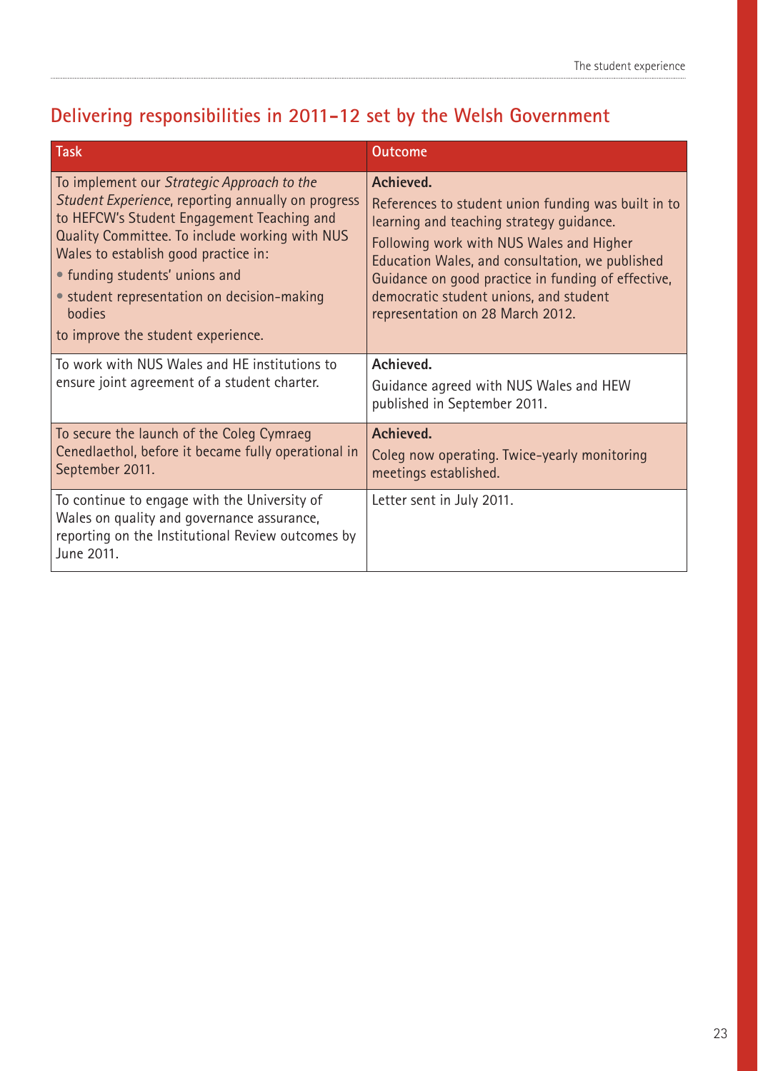## Delivering responsibilities in 2011–12 set by the Welsh Government

| Task | Outcome |
| --- | --- |
| To implement our *Strategic Approach to the Student Experience*, reporting annually on progress to HEFCW's Student Engagement Teaching and Quality Committee. To include working with NUS Wales to establish good practice in:<br>• funding students' unions and<br>• student representation on decision-making bodies<br>to improve the student experience. | **Achieved.**<br>References to student union funding was built in to learning and teaching strategy guidance.<br>Following work with NUS Wales and Higher Education Wales, and consultation, we published Guidance on good practice in funding of effective, democratic student unions, and student representation on 28 March 2012. |
| To work with NUS Wales and HE institutions to ensure joint agreement of a student charter. | **Achieved.**<br>Guidance agreed with NUS Wales and HEW published in September 2011. |
| To secure the launch of the Coleg Cymraeg Cenedlaethol, before it became fully operational in September 2011. | **Achieved.**<br>Coleg now operating. Twice-yearly monitoring meetings established. |
| To continue to engage with the University of Wales on quality and governance assurance, reporting on the Institutional Review outcomes by June 2011. | Letter sent in July 2011. |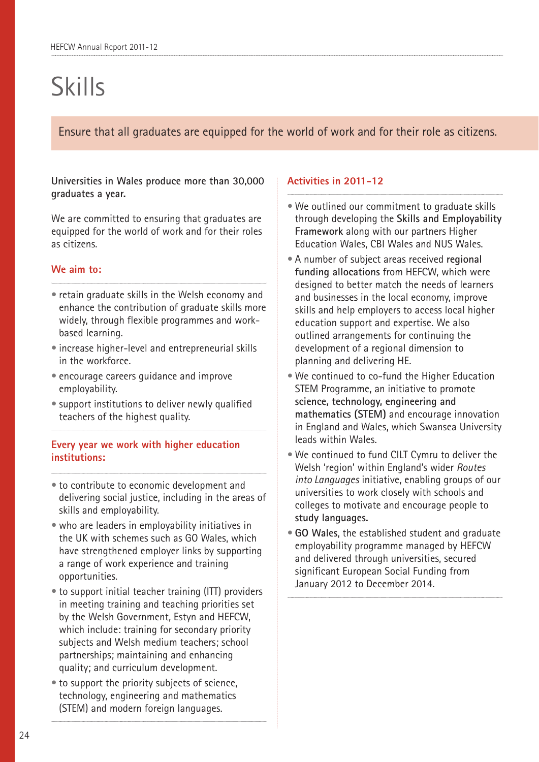# Skills

Ensure that all graduates are equipped for the world of work and for their role as citizens.

**Universities in Wales produce more than 30,000 graduates a year.**

We are committed to ensuring that graduates are equipped for the world of work and for their roles as citizens.

## We aim to:

- retain graduate skills in the Welsh economy and enhance the contribution of graduate skills more widely, through flexible programmes and work-based learning.
- increase higher-level and entrepreneurial skills in the workforce.
- encourage careers guidance and improve employability.
- support institutions to deliver newly qualified teachers of the highest quality.

## Every year we work with higher education institutions:

- to contribute to economic development and delivering social justice, including in the areas of skills and employability.
- who are leaders in employability initiatives in the UK with schemes such as GO Wales, which have strengthened employer links by supporting a range of work experience and training opportunities.
- to support initial teacher training (ITT) providers in meeting training and teaching priorities set by the Welsh Government, Estyn and HEFCW, which include: training for secondary priority subjects and Welsh medium teachers; school partnerships; maintaining and enhancing quality; and curriculum development.
- to support the priority subjects of science, technology, engineering and mathematics (STEM) and modern foreign languages.

## Activities in 2011-12

- We outlined our commitment to graduate skills through developing the **Skills and Employability Framework** along with our partners Higher Education Wales, CBI Wales and NUS Wales.
- A number of subject areas received **regional funding allocations** from HEFCW, which were designed to better match the needs of learners and businesses in the local economy, improve skills and help employers to access local higher education support and expertise. We also outlined arrangements for continuing the development of a regional dimension to planning and delivering HE.
- We continued to co-fund the Higher Education STEM Programme, an initiative to promote **science, technology, engineering and mathematics (STEM)** and encourage innovation in England and Wales, which Swansea University leads within Wales.
- We continued to fund CILT Cymru to deliver the Welsh 'region' within England's wider *Routes into Languages* initiative, enabling groups of our universities to work closely with schools and colleges to motivate and encourage people to **study languages.**
- **GO Wales**, the established student and graduate employability programme managed by HEFCW and delivered through universities, secured significant European Social Funding from January 2012 to December 2014.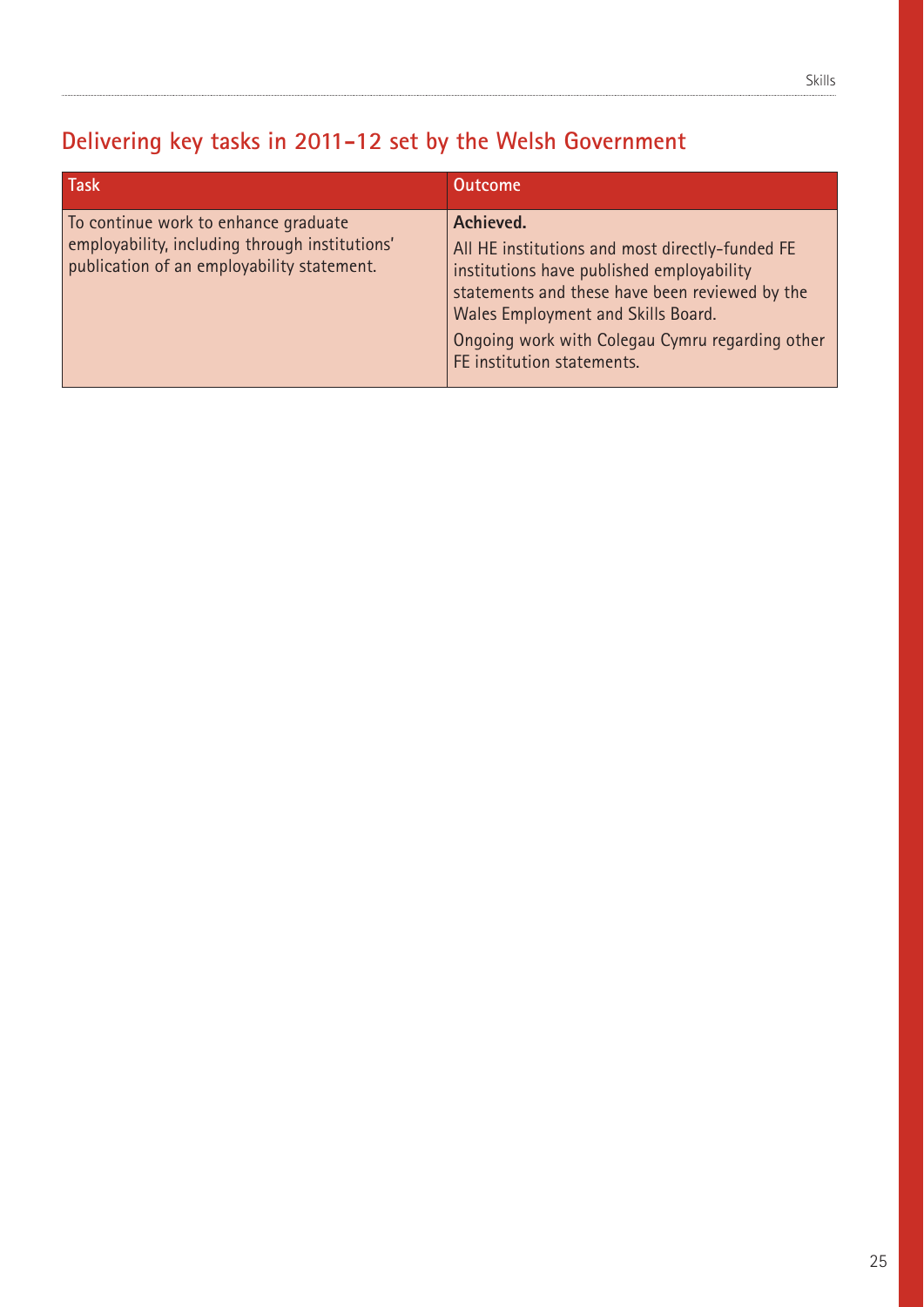## Delivering key tasks in 2011–12 set by the Welsh Government

| Task | Outcome |
| --- | --- |
| To continue work to enhance graduate employability, including through institutions' publication of an employability statement. | **Achieved.**<br>All HE institutions and most directly-funded FE institutions have published employability statements and these have been reviewed by the Wales Employment and Skills Board.<br>Ongoing work with Colegau Cymru regarding other FE institution statements. |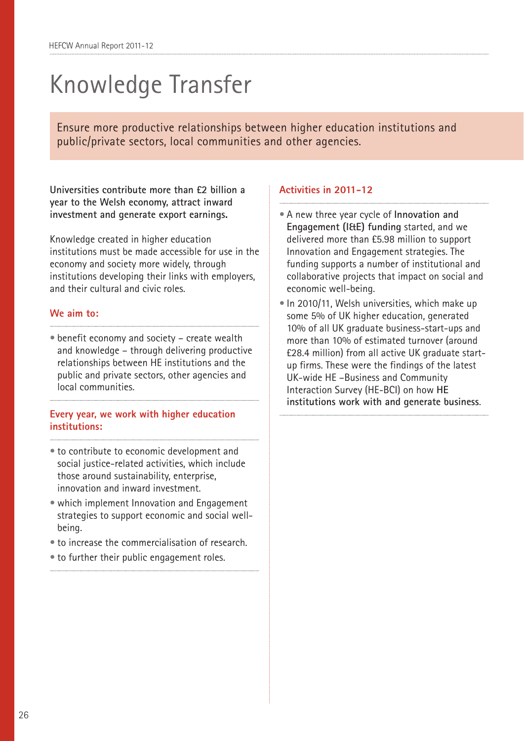# Knowledge Transfer

Ensure more productive relationships between higher education institutions and public/private sectors, local communities and other agencies.

**Universities contribute more than £2 billion a year to the Welsh economy, attract inward investment and generate export earnings.**

Knowledge created in higher education institutions must be made accessible for use in the economy and society more widely, through institutions developing their links with employers, and their cultural and civic roles.

### We aim to:

- benefit economy and society – create wealth and knowledge – through delivering productive relationships between HE institutions and the public and private sectors, other agencies and local communities.

### Every year, we work with higher education institutions:

- to contribute to economic development and social justice-related activities, which include those around sustainability, enterprise, innovation and inward investment.
- which implement Innovation and Engagement strategies to support economic and social well-being.
- to increase the commercialisation of research.
- to further their public engagement roles.

### Activities in 2011-12

- A new three year cycle of **Innovation and Engagement (I&E) funding** started, and we delivered more than £5.98 million to support Innovation and Engagement strategies. The funding supports a number of institutional and collaborative projects that impact on social and economic well-being.
- In 2010/11, Welsh universities, which make up some 5% of UK higher education, generated 10% of all UK graduate business-start-ups and more than 10% of estimated turnover (around £28.4 million) from all active UK graduate start-up firms. These were the findings of the latest UK-wide HE –Business and Community Interaction Survey (HE-BCI) on how **HE institutions work with and generate business**.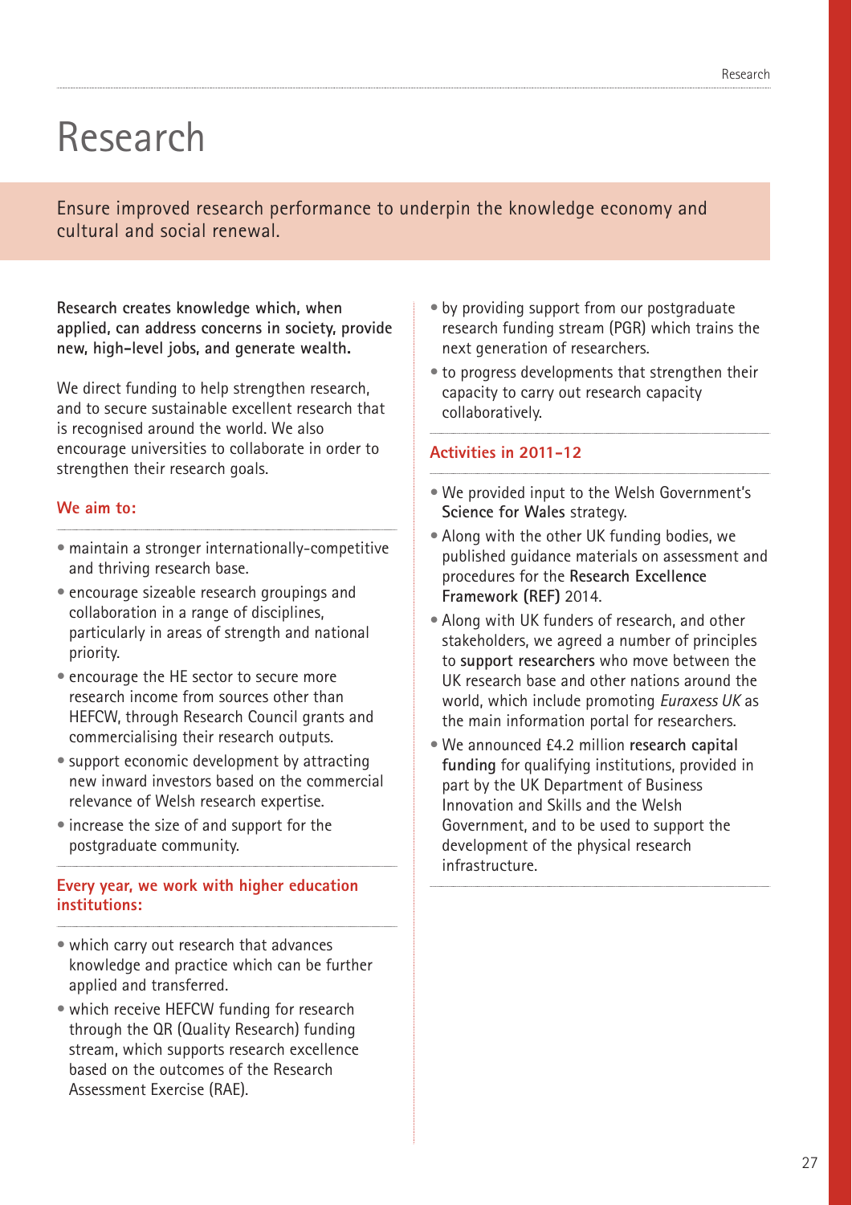# Research

Ensure improved research performance to underpin the knowledge economy and cultural and social renewal.

**Research creates knowledge which, when applied, can address concerns in society, provide new, high-level jobs, and generate wealth.**

We direct funding to help strengthen research, and to secure sustainable excellent research that is recognised around the world. We also encourage universities to collaborate in order to strengthen their research goals.

## We aim to:

- maintain a stronger internationally-competitive and thriving research base.
- encourage sizeable research groupings and collaboration in a range of disciplines, particularly in areas of strength and national priority.
- encourage the HE sector to secure more research income from sources other than HEFCW, through Research Council grants and commercialising their research outputs.
- support economic development by attracting new inward investors based on the commercial relevance of Welsh research expertise.
- increase the size of and support for the postgraduate community.

## Every year, we work with higher education institutions:

- which carry out research that advances knowledge and practice which can be further applied and transferred.
- which receive HEFCW funding for research through the QR (Quality Research) funding stream, which supports research excellence based on the outcomes of the Research Assessment Exercise (RAE).
- by providing support from our postgraduate research funding stream (PGR) which trains the next generation of researchers.
- to progress developments that strengthen their capacity to carry out research capacity collaboratively.

## Activities in 2011-12

- We provided input to the Welsh Government's **Science for Wales** strategy.
- Along with the other UK funding bodies, we published guidance materials on assessment and procedures for the **Research Excellence Framework (REF)** 2014.
- Along with UK funders of research, and other stakeholders, we agreed a number of principles to **support researchers** who move between the UK research base and other nations around the world, which include promoting *Euraxess UK* as the main information portal for researchers.
- We announced £4.2 million **research capital funding** for qualifying institutions, provided in part by the UK Department of Business Innovation and Skills and the Welsh Government, and to be used to support the development of the physical research infrastructure.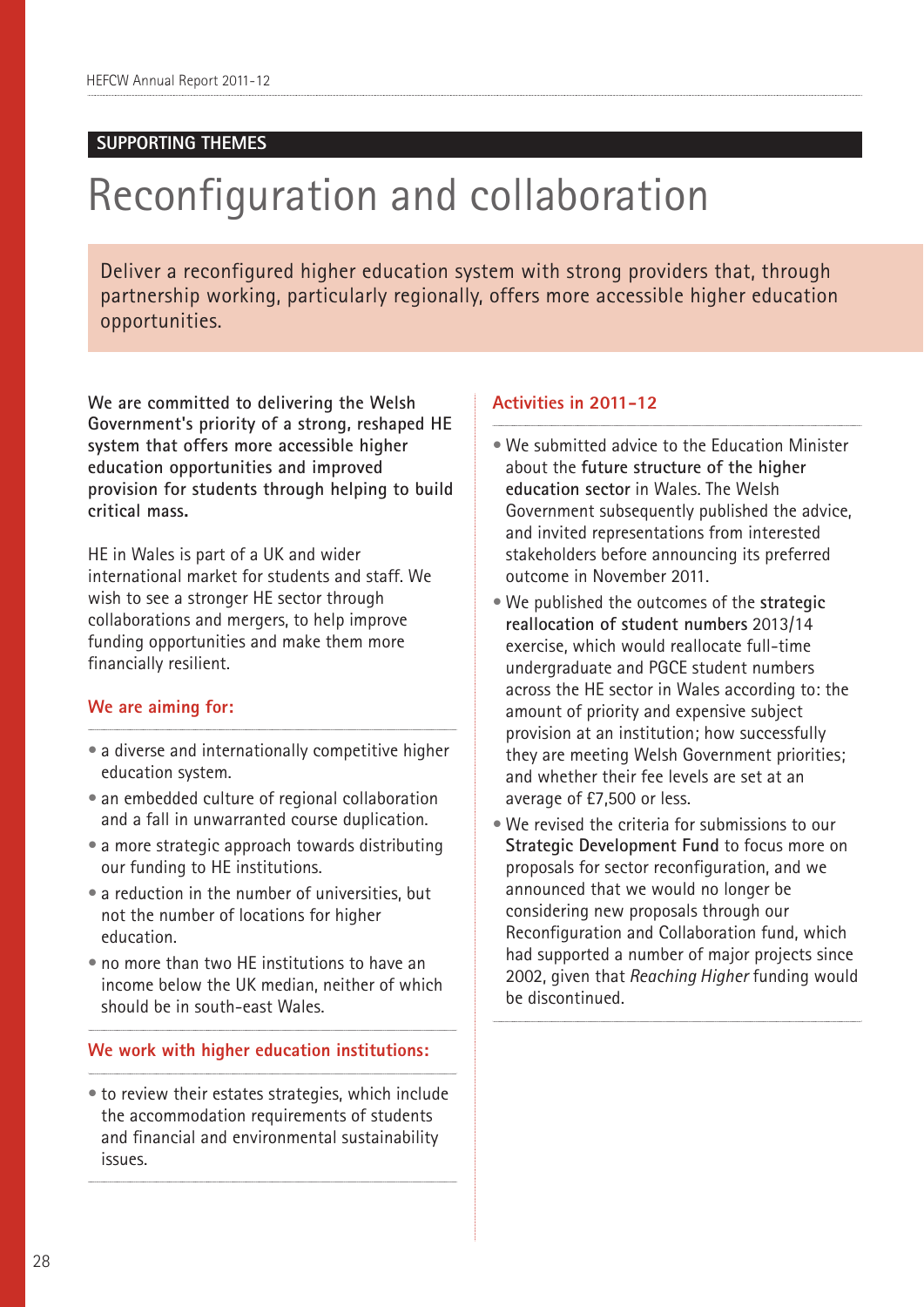SUPPORTING THEMES

# Reconfiguration and collaboration

Deliver a reconfigured higher education system with strong providers that, through partnership working, particularly regionally, offers more accessible higher education opportunities.

**We are committed to delivering the Welsh Government's priority of a strong, reshaped HE system that offers more accessible higher education opportunities and improved provision for students through helping to build critical mass.**

HE in Wales is part of a UK and wider international market for students and staff. We wish to see a stronger HE sector through collaborations and mergers, to help improve funding opportunities and make them more financially resilient.

### We are aiming for:

- a diverse and internationally competitive higher education system.
- an embedded culture of regional collaboration and a fall in unwarranted course duplication.
- a more strategic approach towards distributing our funding to HE institutions.
- a reduction in the number of universities, but not the number of locations for higher education.
- no more than two HE institutions to have an income below the UK median, neither of which should be in south-east Wales.

### We work with higher education institutions:

- to review their estates strategies, which include the accommodation requirements of students and financial and environmental sustainability issues.

### Activities in 2011-12

- We submitted advice to the Education Minister about the **future structure of the higher education sector** in Wales. The Welsh Government subsequently published the advice, and invited representations from interested stakeholders before announcing its preferred outcome in November 2011.
- We published the outcomes of the **strategic reallocation of student numbers** 2013/14 exercise, which would reallocate full-time undergraduate and PGCE student numbers across the HE sector in Wales according to: the amount of priority and expensive subject provision at an institution; how successfully they are meeting Welsh Government priorities; and whether their fee levels are set at an average of £7,500 or less.
- We revised the criteria for submissions to our **Strategic Development Fund** to focus more on proposals for sector reconfiguration, and we announced that we would no longer be considering new proposals through our Reconfiguration and Collaboration fund, which had supported a number of major projects since 2002, given that *Reaching Higher* funding would be discontinued.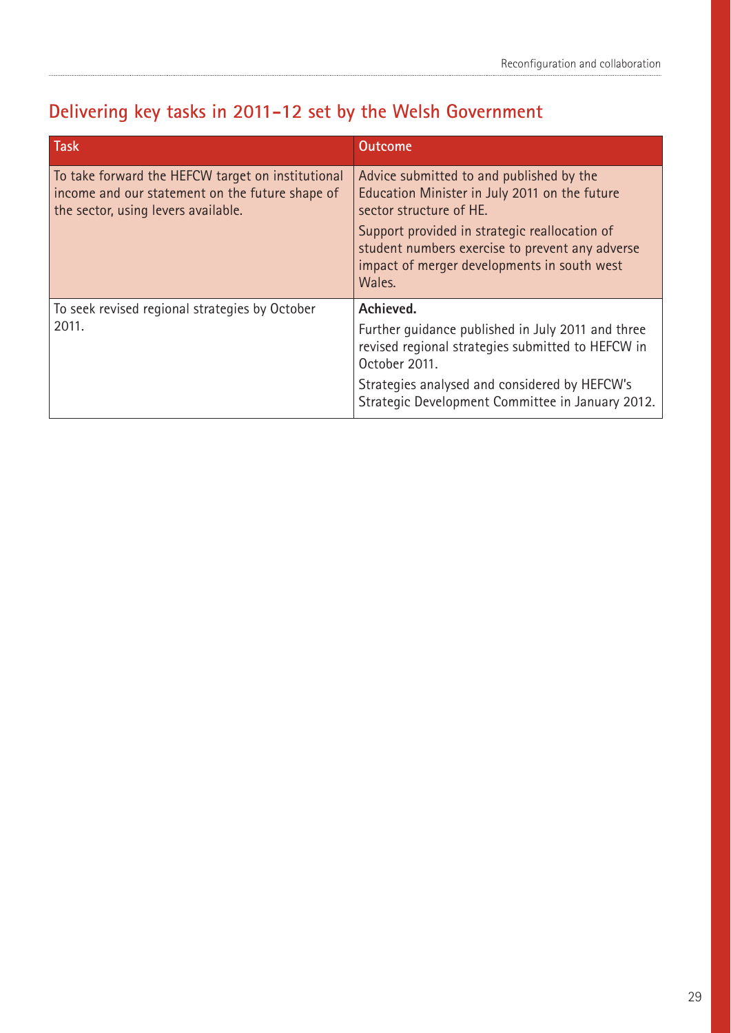## Delivering key tasks in 2011–12 set by the Welsh Government

| Task | Outcome |
| --- | --- |
| To take forward the HEFCW target on institutional income and our statement on the future shape of the sector, using levers available. | Advice submitted to and published by the Education Minister in July 2011 on the future sector structure of HE.<br><br>Support provided in strategic reallocation of student numbers exercise to prevent any adverse impact of merger developments in south west Wales. |
| To seek revised regional strategies by October 2011. | **Achieved.**<br><br>Further guidance published in July 2011 and three revised regional strategies submitted to HEFCW in October 2011.<br><br>Strategies analysed and considered by HEFCW's Strategic Development Committee in January 2012. |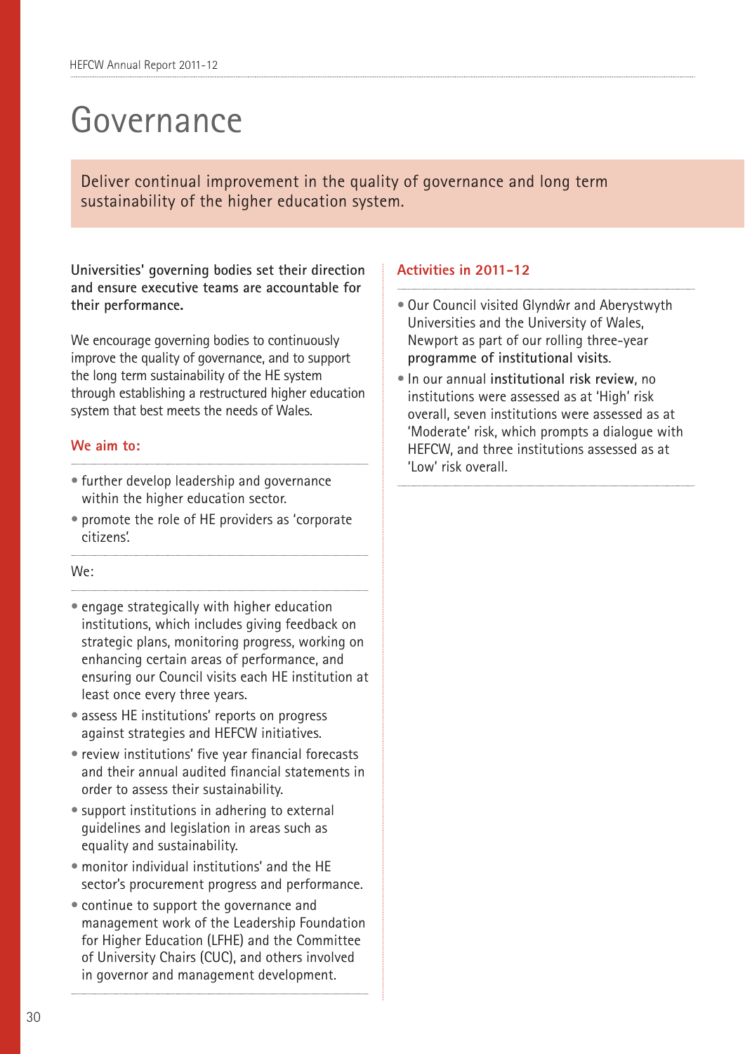# Governance

Deliver continual improvement in the quality of governance and long term sustainability of the higher education system.

**Universities' governing bodies set their direction and ensure executive teams are accountable for their performance.**

We encourage governing bodies to continuously improve the quality of governance, and to support the long term sustainability of the HE system through establishing a restructured higher education system that best meets the needs of Wales.

### We aim to:

- further develop leadership and governance within the higher education sector.
- promote the role of HE providers as 'corporate citizens'.

We:

- engage strategically with higher education institutions, which includes giving feedback on strategic plans, monitoring progress, working on enhancing certain areas of performance, and ensuring our Council visits each HE institution at least once every three years.
- assess HE institutions' reports on progress against strategies and HEFCW initiatives.
- review institutions' five year financial forecasts and their annual audited financial statements in order to assess their sustainability.
- support institutions in adhering to external guidelines and legislation in areas such as equality and sustainability.
- monitor individual institutions' and the HE sector's procurement progress and performance.
- continue to support the governance and management work of the Leadership Foundation for Higher Education (LFHE) and the Committee of University Chairs (CUC), and others involved in governor and management development.

### Activities in 2011-12

- Our Council visited Glyndŵr and Aberystwyth Universities and the University of Wales, Newport as part of our rolling three-year **programme of institutional visits**.
- In our annual **institutional risk review**, no institutions were assessed as at 'High' risk overall, seven institutions were assessed as at 'Moderate' risk, which prompts a dialogue with HEFCW, and three institutions assessed as at 'Low' risk overall.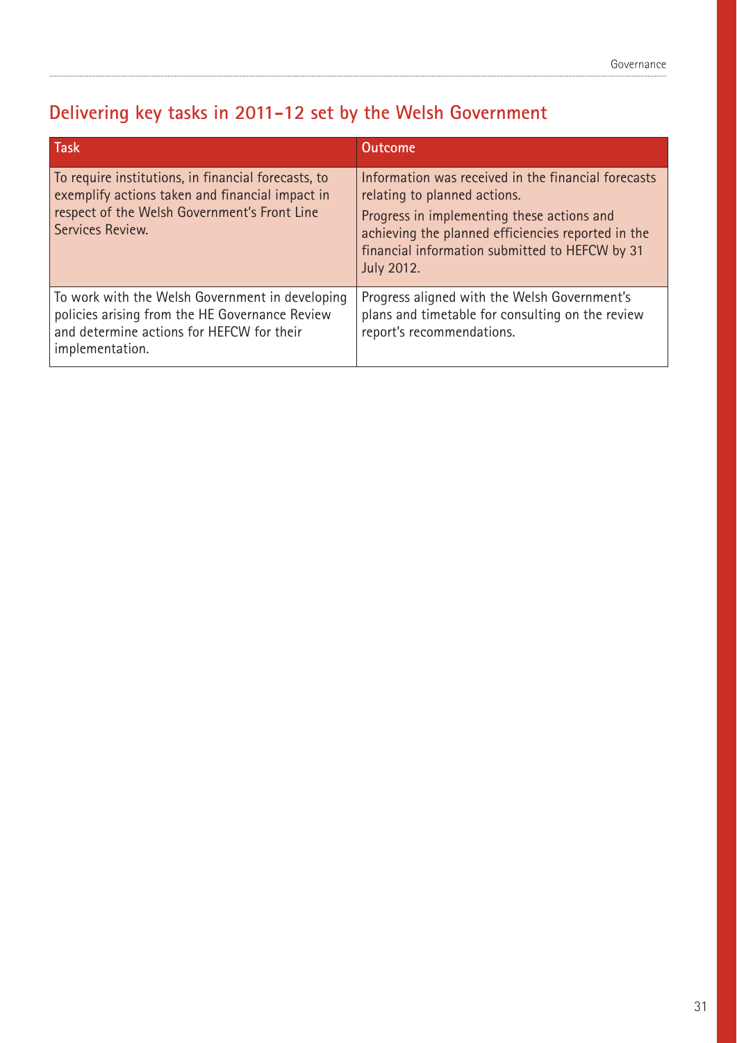## Delivering key tasks in 2011–12 set by the Welsh Government

| Task | Outcome |
|---|---|
| To require institutions, in financial forecasts, to exemplify actions taken and financial impact in respect of the Welsh Government's Front Line Services Review. | Information was received in the financial forecasts relating to planned actions. Progress in implementing these actions and achieving the planned efficiencies reported in the financial information submitted to HEFCW by 31 July 2012. |
| To work with the Welsh Government in developing policies arising from the HE Governance Review and determine actions for HEFCW for their implementation. | Progress aligned with the Welsh Government's plans and timetable for consulting on the review report's recommendations. |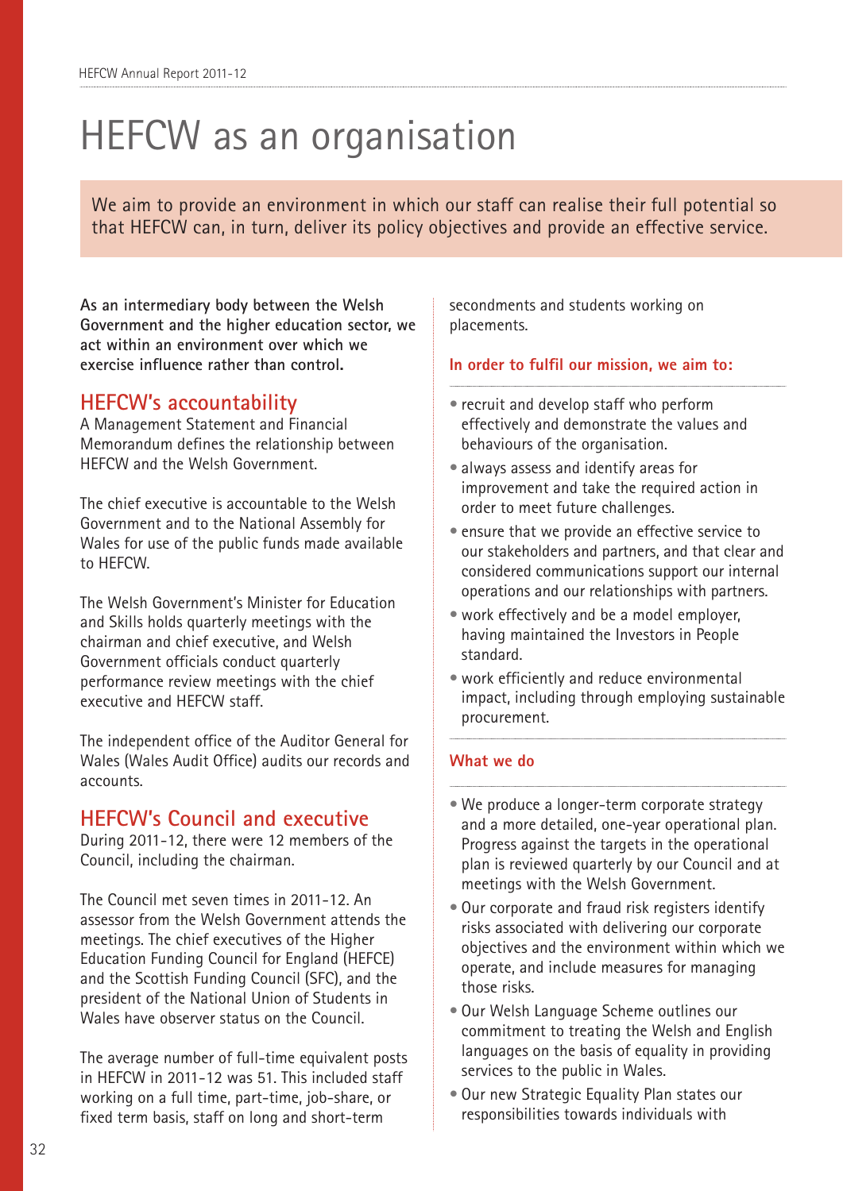# HEFCW as an organisation

We aim to provide an environment in which our staff can realise their full potential so that HEFCW can, in turn, deliver its policy objectives and provide an effective service.

**As an intermediary body between the Welsh Government and the higher education sector, we act within an environment over which we exercise influence rather than control.**

## HEFCW's accountability

A Management Statement and Financial Memorandum defines the relationship between HEFCW and the Welsh Government.

The chief executive is accountable to the Welsh Government and to the National Assembly for Wales for use of the public funds made available to HEFCW.

The Welsh Government's Minister for Education and Skills holds quarterly meetings with the chairman and chief executive, and Welsh Government officials conduct quarterly performance review meetings with the chief executive and HEFCW staff.

The independent office of the Auditor General for Wales (Wales Audit Office) audits our records and accounts.

## HEFCW's Council and executive

During 2011-12, there were 12 members of the Council, including the chairman.

The Council met seven times in 2011-12. An assessor from the Welsh Government attends the meetings. The chief executives of the Higher Education Funding Council for England (HEFCE) and the Scottish Funding Council (SFC), and the president of the National Union of Students in Wales have observer status on the Council.

The average number of full-time equivalent posts in HEFCW in 2011-12 was 51. This included staff working on a full time, part-time, job-share, or fixed term basis, staff on long and short-term secondments and students working on placements.

### In order to fulfil our mission, we aim to:

- recruit and develop staff who perform effectively and demonstrate the values and behaviours of the organisation.
- always assess and identify areas for improvement and take the required action in order to meet future challenges.
- ensure that we provide an effective service to our stakeholders and partners, and that clear and considered communications support our internal operations and our relationships with partners.
- work effectively and be a model employer, having maintained the Investors in People standard.
- work efficiently and reduce environmental impact, including through employing sustainable procurement.

### What we do

- We produce a longer-term corporate strategy and a more detailed, one-year operational plan. Progress against the targets in the operational plan is reviewed quarterly by our Council and at meetings with the Welsh Government.
- Our corporate and fraud risk registers identify risks associated with delivering our corporate objectives and the environment within which we operate, and include measures for managing those risks.
- Our Welsh Language Scheme outlines our commitment to treating the Welsh and English languages on the basis of equality in providing services to the public in Wales.
- Our new Strategic Equality Plan states our responsibilities towards individuals with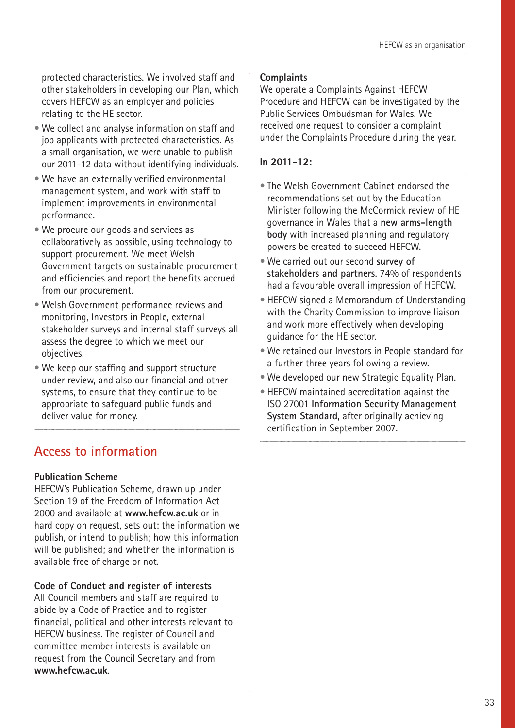protected characteristics. We involved staff and other stakeholders in developing our Plan, which covers HEFCW as an employer and policies relating to the HE sector.

- We collect and analyse information on staff and job applicants with protected characteristics. As a small organisation, we were unable to publish our 2011-12 data without identifying individuals.
- We have an externally verified environmental management system, and work with staff to implement improvements in environmental performance.
- We procure our goods and services as collaboratively as possible, using technology to support procurement. We meet Welsh Government targets on sustainable procurement and efficiencies and report the benefits accrued from our procurement.
- Welsh Government performance reviews and monitoring, Investors in People, external stakeholder surveys and internal staff surveys all assess the degree to which we meet our objectives.
- We keep our staffing and support structure under review, and also our financial and other systems, to ensure that they continue to be appropriate to safeguard public funds and deliver value for money.

## Access to information

**Publication Scheme**
HEFCW's Publication Scheme, drawn up under Section 19 of the Freedom of Information Act 2000 and available at **www.hefcw.ac.uk** or in hard copy on request, sets out: the information we publish, or intend to publish; how this information will be published; and whether the information is available free of charge or not.

**Code of Conduct and register of interests**
All Council members and staff are required to abide by a Code of Practice and to register financial, political and other interests relevant to HEFCW business. The register of Council and committee member interests is available on request from the Council Secretary and from **www.hefcw.ac.uk**.

**Complaints**
We operate a Complaints Against HEFCW Procedure and HEFCW can be investigated by the Public Services Ombudsman for Wales. We received one request to consider a complaint under the Complaints Procedure during the year.

**In 2011-12:**

- The Welsh Government Cabinet endorsed the recommendations set out by the Education Minister following the McCormick review of HE governance in Wales that a **new arms-length body** with increased planning and regulatory powers be created to succeed HEFCW.
- We carried out our second **survey of stakeholders and partners**. 74% of respondents had a favourable overall impression of HEFCW.
- HEFCW signed a Memorandum of Understanding with the Charity Commission to improve liaison and work more effectively when developing guidance for the HE sector.
- We retained our Investors in People standard for a further three years following a review.
- We developed our new Strategic Equality Plan.
- HEFCW maintained accreditation against the ISO 27001 **Information Security Management System Standard**, after originally achieving certification in September 2007.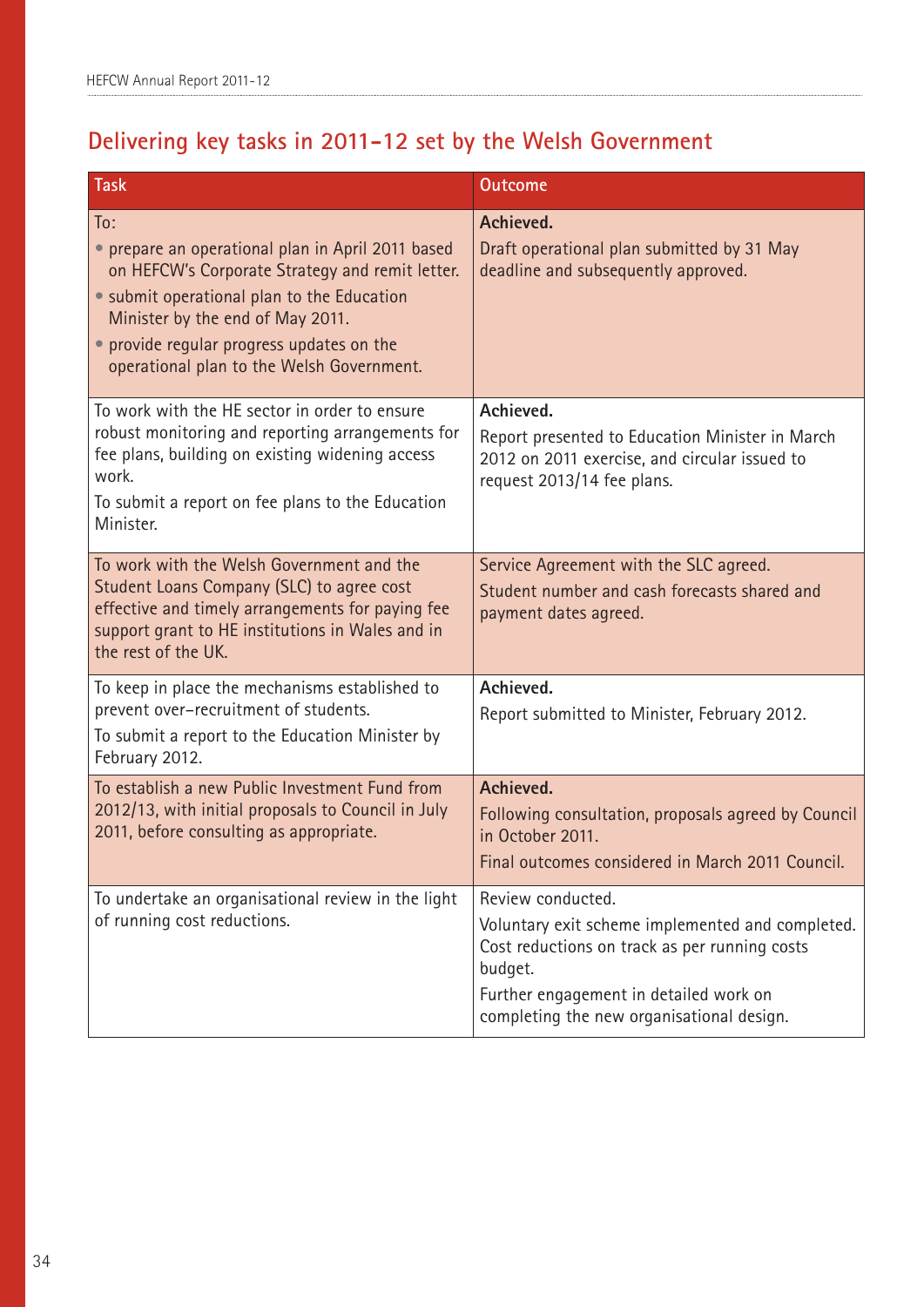## Delivering key tasks in 2011–12 set by the Welsh Government

| Task | Outcome |
|---|---|
| To:<br>• prepare an operational plan in April 2011 based on HEFCW's Corporate Strategy and remit letter.<br>• submit operational plan to the Education Minister by the end of May 2011.<br>• provide regular progress updates on the operational plan to the Welsh Government. | **Achieved.**<br>Draft operational plan submitted by 31 May deadline and subsequently approved. |
| To work with the HE sector in order to ensure robust monitoring and reporting arrangements for fee plans, building on existing widening access work.<br>To submit a report on fee plans to the Education Minister. | **Achieved.**<br>Report presented to Education Minister in March 2012 on 2011 exercise, and circular issued to request 2013/14 fee plans. |
| To work with the Welsh Government and the Student Loans Company (SLC) to agree cost effective and timely arrangements for paying fee support grant to HE institutions in Wales and in the rest of the UK. | Service Agreement with the SLC agreed.<br>Student number and cash forecasts shared and payment dates agreed. |
| To keep in place the mechanisms established to prevent over–recruitment of students.<br>To submit a report to the Education Minister by February 2012. | **Achieved.**<br>Report submitted to Minister, February 2012. |
| To establish a new Public Investment Fund from 2012/13, with initial proposals to Council in July 2011, before consulting as appropriate. | **Achieved.**<br>Following consultation, proposals agreed by Council in October 2011.<br>Final outcomes considered in March 2011 Council. |
| To undertake an organisational review in the light of running cost reductions. | Review conducted.<br>Voluntary exit scheme implemented and completed. Cost reductions on track as per running costs budget.<br>Further engagement in detailed work on completing the new organisational design. |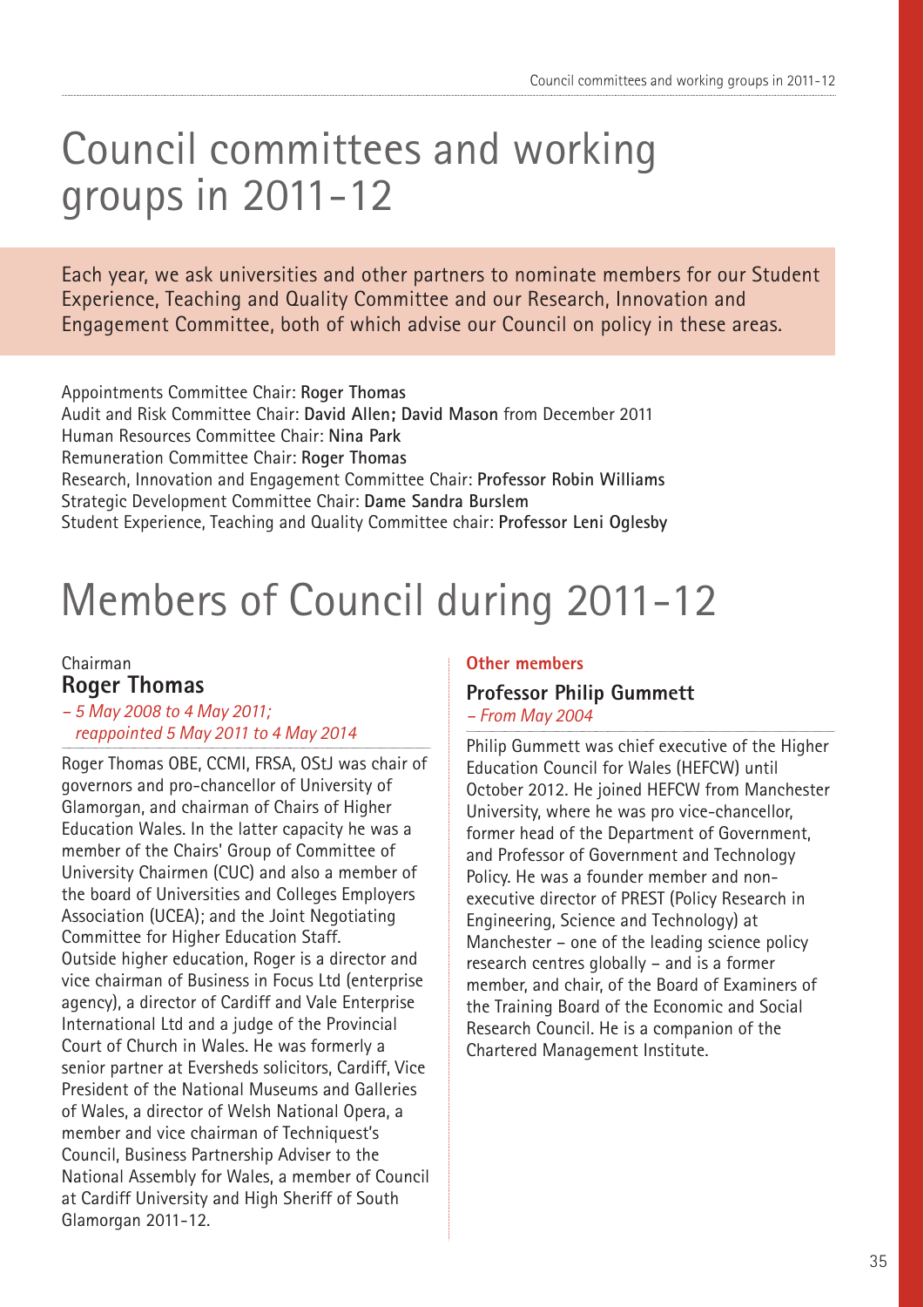# Council committees and working groups in 2011-12

Each year, we ask universities and other partners to nominate members for our Student Experience, Teaching and Quality Committee and our Research, Innovation and Engagement Committee, both of which advise our Council on policy in these areas.

Appointments Committee Chair: **Roger Thomas**
Audit and Risk Committee Chair: **David Allen; David Mason** from December 2011
Human Resources Committee Chair: **Nina Park**
Remuneration Committee Chair: **Roger Thomas**
Research, Innovation and Engagement Committee Chair: **Professor Robin Williams**
Strategic Development Committee Chair: **Dame Sandra Burslem**
Student Experience, Teaching and Quality Committee chair: **Professor Leni Oglesby**

# Members of Council during 2011-12

Chairman

### Roger Thomas

*– 5 May 2008 to 4 May 2011; reappointed 5 May 2011 to 4 May 2014*

Roger Thomas OBE, CCMI, FRSA, OStJ was chair of governors and pro-chancellor of University of Glamorgan, and chairman of Chairs of Higher Education Wales. In the latter capacity he was a member of the Chairs' Group of Committee of University Chairmen (CUC) and also a member of the board of Universities and Colleges Employers Association (UCEA); and the Joint Negotiating Committee for Higher Education Staff.
Outside higher education, Roger is a director and vice chairman of Business in Focus Ltd (enterprise agency), a director of Cardiff and Vale Enterprise International Ltd and a judge of the Provincial Court of Church in Wales. He was formerly a senior partner at Eversheds solicitors, Cardiff, Vice President of the National Museums and Galleries of Wales, a director of Welsh National Opera, a member and vice chairman of Techniquest's Council, Business Partnership Adviser to the National Assembly for Wales, a member of Council at Cardiff University and High Sheriff of South Glamorgan 2011-12.

**Other members**

### Professor Philip Gummett

*– From May 2004*

Philip Gummett was chief executive of the Higher Education Council for Wales (HEFCW) until October 2012. He joined HEFCW from Manchester University, where he was pro vice-chancellor, former head of the Department of Government, and Professor of Government and Technology Policy. He was a founder member and non-executive director of PREST (Policy Research in Engineering, Science and Technology) at Manchester – one of the leading science policy research centres globally – and is a former member, and chair, of the Board of Examiners of the Training Board of the Economic and Social Research Council. He is a companion of the Chartered Management Institute.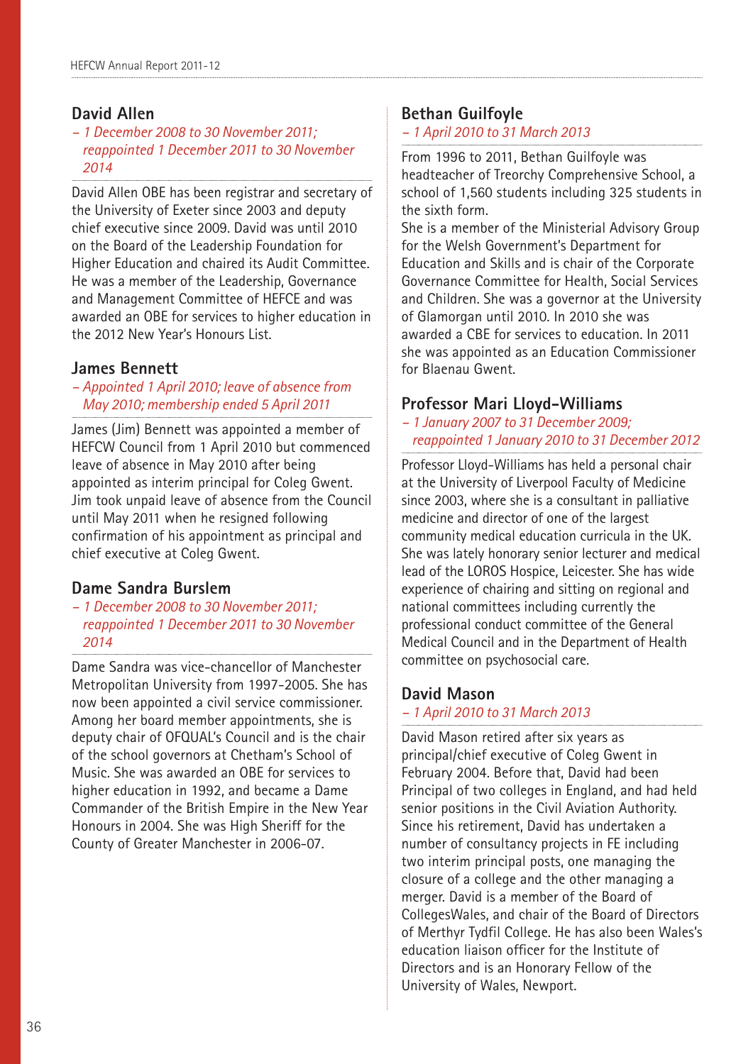## David Allen

*– 1 December 2008 to 30 November 2011; reappointed 1 December 2011 to 30 November 2014*

David Allen OBE has been registrar and secretary of the University of Exeter since 2003 and deputy chief executive since 2009. David was until 2010 on the Board of the Leadership Foundation for Higher Education and chaired its Audit Committee. He was a member of the Leadership, Governance and Management Committee of HEFCE and was awarded an OBE for services to higher education in the 2012 New Year's Honours List.

## James Bennett

*– Appointed 1 April 2010; leave of absence from May 2010; membership ended 5 April 2011*

James (Jim) Bennett was appointed a member of HEFCW Council from 1 April 2010 but commenced leave of absence in May 2010 after being appointed as interim principal for Coleg Gwent. Jim took unpaid leave of absence from the Council until May 2011 when he resigned following confirmation of his appointment as principal and chief executive at Coleg Gwent.

## Dame Sandra Burslem

*– 1 December 2008 to 30 November 2011; reappointed 1 December 2011 to 30 November 2014*

Dame Sandra was vice-chancellor of Manchester Metropolitan University from 1997-2005. She has now been appointed a civil service commissioner. Among her board member appointments, she is deputy chair of OFQUAL's Council and is the chair of the school governors at Chetham's School of Music. She was awarded an OBE for services to higher education in 1992, and became a Dame Commander of the British Empire in the New Year Honours in 2004. She was High Sheriff for the County of Greater Manchester in 2006-07.

## Bethan Guilfoyle

*– 1 April 2010 to 31 March 2013*

From 1996 to 2011, Bethan Guilfoyle was headteacher of Treorchy Comprehensive School, a school of 1,560 students including 325 students in the sixth form.

She is a member of the Ministerial Advisory Group for the Welsh Government's Department for Education and Skills and is chair of the Corporate Governance Committee for Health, Social Services and Children. She was a governor at the University of Glamorgan until 2010. In 2010 she was awarded a CBE for services to education. In 2011 she was appointed as an Education Commissioner for Blaenau Gwent.

## Professor Mari Lloyd-Williams

*– 1 January 2007 to 31 December 2009; reappointed 1 January 2010 to 31 December 2012*

Professor Lloyd-Williams has held a personal chair at the University of Liverpool Faculty of Medicine since 2003, where she is a consultant in palliative medicine and director of one of the largest community medical education curricula in the UK. She was lately honorary senior lecturer and medical lead of the LOROS Hospice, Leicester. She has wide experience of chairing and sitting on regional and national committees including currently the professional conduct committee of the General Medical Council and in the Department of Health committee on psychosocial care.

## David Mason

*– 1 April 2010 to 31 March 2013*

David Mason retired after six years as principal/chief executive of Coleg Gwent in February 2004. Before that, David had been Principal of two colleges in England, and had held senior positions in the Civil Aviation Authority. Since his retirement, David has undertaken a number of consultancy projects in FE including two interim principal posts, one managing the closure of a college and the other managing a merger. David is a member of the Board of CollegesWales, and chair of the Board of Directors of Merthyr Tydfil College. He has also been Wales's education liaison officer for the Institute of Directors and is an Honorary Fellow of the University of Wales, Newport.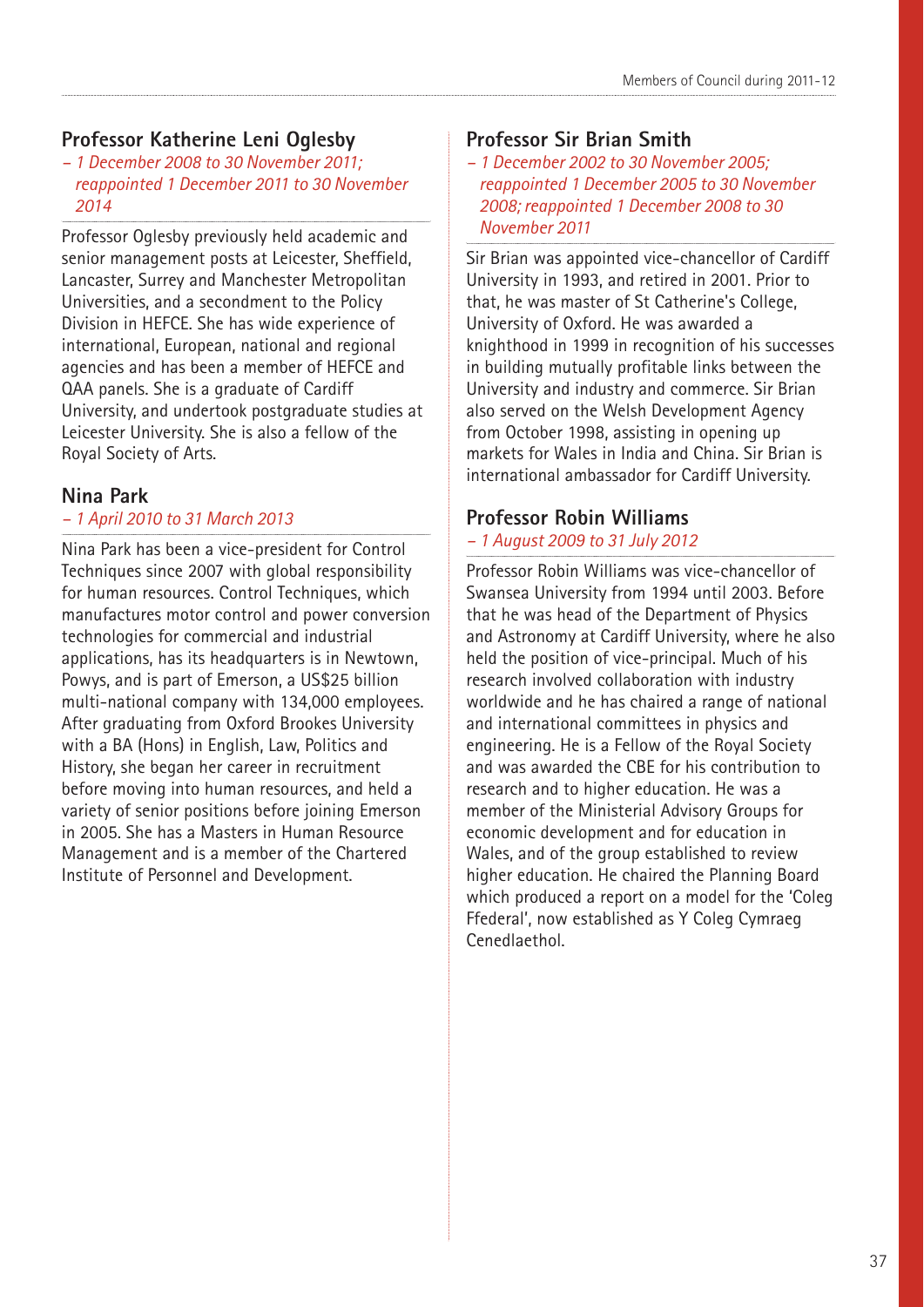## Professor Katherine Leni Oglesby

*– 1 December 2008 to 30 November 2011; reappointed 1 December 2011 to 30 November 2014*

Professor Oglesby previously held academic and senior management posts at Leicester, Sheffield, Lancaster, Surrey and Manchester Metropolitan Universities, and a secondment to the Policy Division in HEFCE. She has wide experience of international, European, national and regional agencies and has been a member of HEFCE and QAA panels. She is a graduate of Cardiff University, and undertook postgraduate studies at Leicester University. She is also a fellow of the Royal Society of Arts.

## Nina Park

*– 1 April 2010 to 31 March 2013*

Nina Park has been a vice-president for Control Techniques since 2007 with global responsibility for human resources. Control Techniques, which manufactures motor control and power conversion technologies for commercial and industrial applications, has its headquarters is in Newtown, Powys, and is part of Emerson, a US$25 billion multi-national company with 134,000 employees. After graduating from Oxford Brookes University with a BA (Hons) in English, Law, Politics and History, she began her career in recruitment before moving into human resources, and held a variety of senior positions before joining Emerson in 2005. She has a Masters in Human Resource Management and is a member of the Chartered Institute of Personnel and Development.

## Professor Sir Brian Smith

*– 1 December 2002 to 30 November 2005; reappointed 1 December 2005 to 30 November 2008; reappointed 1 December 2008 to 30 November 2011*

Sir Brian was appointed vice-chancellor of Cardiff University in 1993, and retired in 2001. Prior to that, he was master of St Catherine's College, University of Oxford. He was awarded a knighthood in 1999 in recognition of his successes in building mutually profitable links between the University and industry and commerce. Sir Brian also served on the Welsh Development Agency from October 1998, assisting in opening up markets for Wales in India and China. Sir Brian is international ambassador for Cardiff University.

## Professor Robin Williams

*– 1 August 2009 to 31 July 2012*

Professor Robin Williams was vice-chancellor of Swansea University from 1994 until 2003. Before that he was head of the Department of Physics and Astronomy at Cardiff University, where he also held the position of vice-principal. Much of his research involved collaboration with industry worldwide and he has chaired a range of national and international committees in physics and engineering. He is a Fellow of the Royal Society and was awarded the CBE for his contribution to research and to higher education. He was a member of the Ministerial Advisory Groups for economic development and for education in Wales, and of the group established to review higher education. He chaired the Planning Board which produced a report on a model for the 'Coleg Ffederal', now established as Y Coleg Cymraeg Cenedlaethol.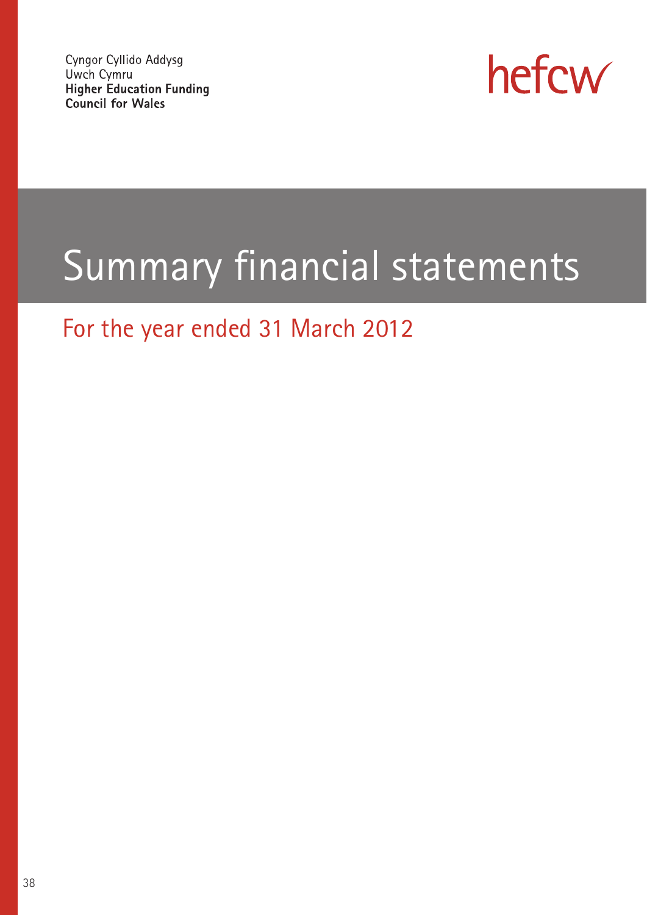Cyngor Cyllido Addysg
Uwch Cymru
**Higher Education Funding**
**Council for Wales**

hefcw

# Summary financial statements

## For the year ended 31 March 2012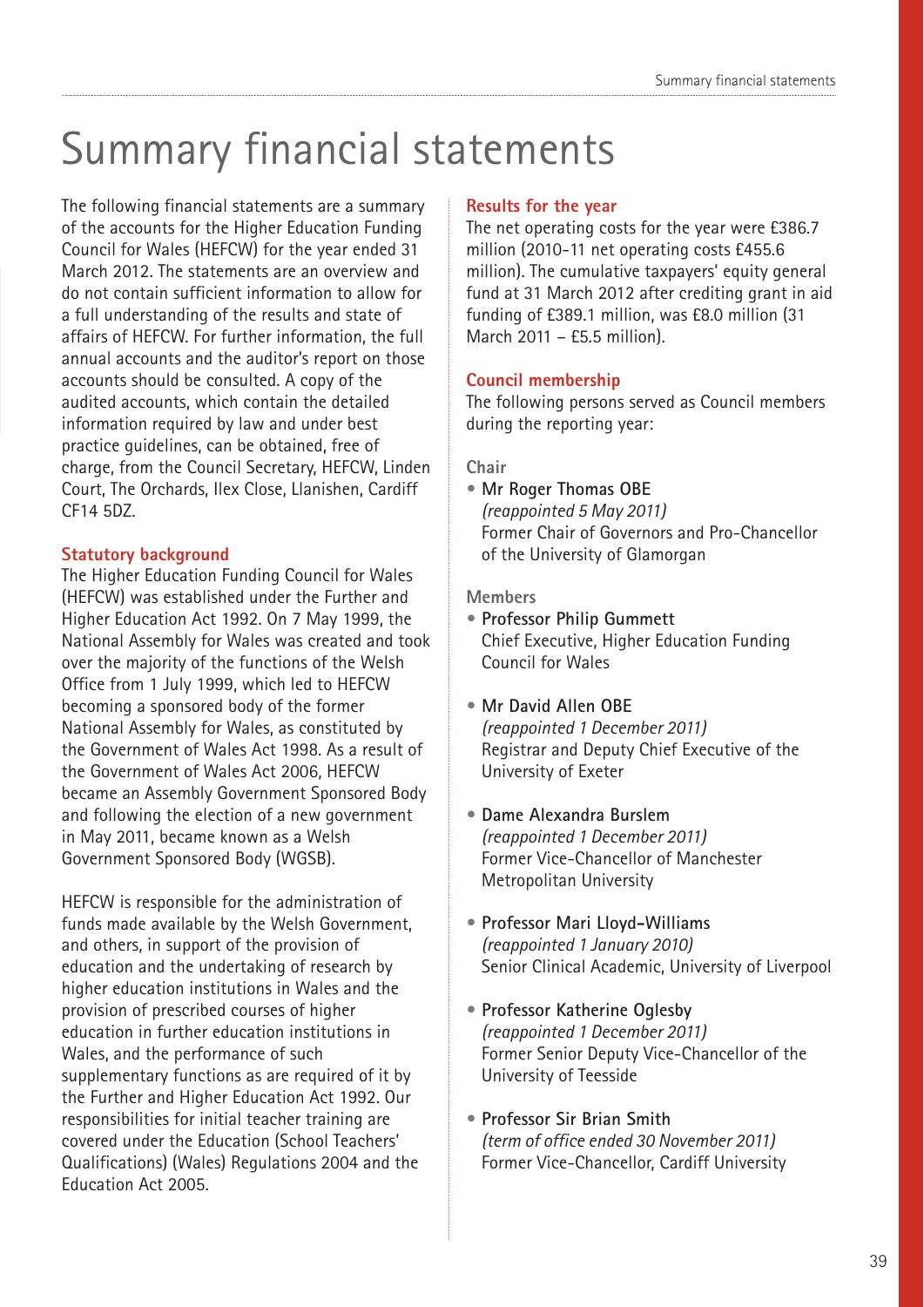# Summary financial statements

The following financial statements are a summary of the accounts for the Higher Education Funding Council for Wales (HEFCW) for the year ended 31 March 2012. The statements are an overview and do not contain sufficient information to allow for a full understanding of the results and state of affairs of HEFCW. For further information, the full annual accounts and the auditor's report on those accounts should be consulted. A copy of the audited accounts, which contain the detailed information required by law and under best practice guidelines, can be obtained, free of charge, from the Council Secretary, HEFCW, Linden Court, The Orchards, Ilex Close, Llanishen, Cardiff CF14 5DZ.

## Statutory background

The Higher Education Funding Council for Wales (HEFCW) was established under the Further and Higher Education Act 1992. On 7 May 1999, the National Assembly for Wales was created and took over the majority of the functions of the Welsh Office from 1 July 1999, which led to HEFCW becoming a sponsored body of the former National Assembly for Wales, as constituted by the Government of Wales Act 1998. As a result of the Government of Wales Act 2006, HEFCW became an Assembly Government Sponsored Body and following the election of a new government in May 2011, became known as a Welsh Government Sponsored Body (WGSB).

HEFCW is responsible for the administration of funds made available by the Welsh Government, and others, in support of the provision of education and the undertaking of research by higher education institutions in Wales and the provision of prescribed courses of higher education in further education institutions in Wales, and the performance of such supplementary functions as are required of it by the Further and Higher Education Act 1992. Our responsibilities for initial teacher training are covered under the Education (School Teachers' Qualifications) (Wales) Regulations 2004 and the Education Act 2005.

## Results for the year

The net operating costs for the year were £386.7 million (2010-11 net operating costs £455.6 million). The cumulative taxpayers' equity general fund at 31 March 2012 after crediting grant in aid funding of £389.1 million, was £8.0 million (31 March 2011 – £5.5 million).

## Council membership

The following persons served as Council members during the reporting year:

### Chair

- **Mr Roger Thomas OBE**
  *(reappointed 5 May 2011)*
  Former Chair of Governors and Pro-Chancellor of the University of Glamorgan

### Members

- **Professor Philip Gummett**
  Chief Executive, Higher Education Funding Council for Wales

- **Mr David Allen OBE**
  *(reappointed 1 December 2011)*
  Registrar and Deputy Chief Executive of the University of Exeter

- **Dame Alexandra Burslem**
  *(reappointed 1 December 2011)*
  Former Vice-Chancellor of Manchester Metropolitan University

- **Professor Mari Lloyd-Williams**
  *(reappointed 1 January 2010)*
  Senior Clinical Academic, University of Liverpool

- **Professor Katherine Oglesby**
  *(reappointed 1 December 2011)*
  Former Senior Deputy Vice-Chancellor of the University of Teesside

- **Professor Sir Brian Smith**
  *(term of office ended 30 November 2011)*
  Former Vice-Chancellor, Cardiff University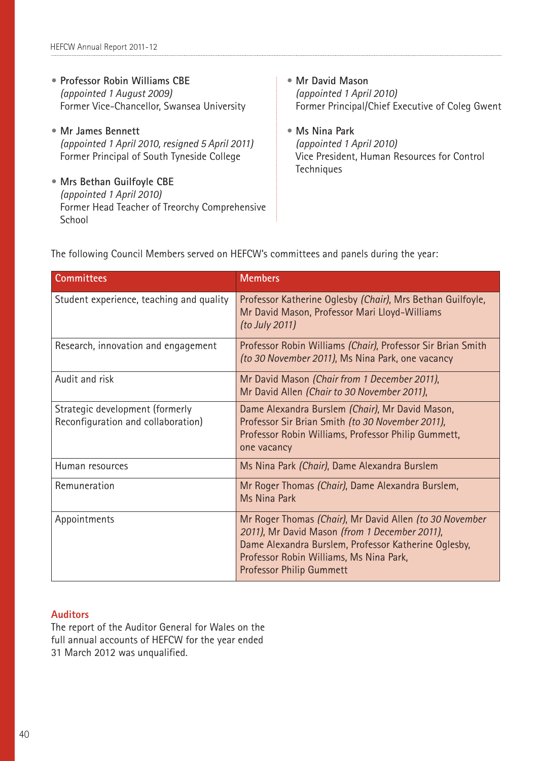- **Professor Robin Williams CBE**
  *(appointed 1 August 2009)*
  Former Vice-Chancellor, Swansea University

- **Mr James Bennett**
  *(appointed 1 April 2010, resigned 5 April 2011)*
  Former Principal of South Tyneside College

- **Mrs Bethan Guilfoyle CBE**
  *(appointed 1 April 2010)*
  Former Head Teacher of Treorchy Comprehensive School

- **Mr David Mason**
  *(appointed 1 April 2010)*
  Former Principal/Chief Executive of Coleg Gwent

- **Ms Nina Park**
  *(appointed 1 April 2010)*
  Vice President, Human Resources for Control Techniques

The following Council Members served on HEFCW's committees and panels during the year:

| Committees | Members |
|---|---|
| Student experience, teaching and quality | Professor Katherine Oglesby *(Chair)*, Mrs Bethan Guilfoyle, Mr David Mason, Professor Mari Lloyd-Williams *(to July 2011)* |
| Research, innovation and engagement | Professor Robin Williams *(Chair)*, Professor Sir Brian Smith *(to 30 November 2011)*, Ms Nina Park, one vacancy |
| Audit and risk | Mr David Mason *(Chair from 1 December 2011)*, Mr David Allen *(Chair to 30 November 2011)*, |
| Strategic development (formerly Reconfiguration and collaboration) | Dame Alexandra Burslem *(Chair)*, Mr David Mason, Professor Sir Brian Smith *(to 30 November 2011)*, Professor Robin Williams, Professor Philip Gummett, one vacancy |
| Human resources | Ms Nina Park *(Chair)*, Dame Alexandra Burslem |
| Remuneration | Mr Roger Thomas *(Chair)*, Dame Alexandra Burslem, Ms Nina Park |
| Appointments | Mr Roger Thomas *(Chair)*, Mr David Allen *(to 30 November 2011)*, Mr David Mason *(from 1 December 2011)*, Dame Alexandra Burslem, Professor Katherine Oglesby, Professor Robin Williams, Ms Nina Park, Professor Philip Gummett |

## Auditors

The report of the Auditor General for Wales on the full annual accounts of HEFCW for the year ended 31 March 2012 was unqualified.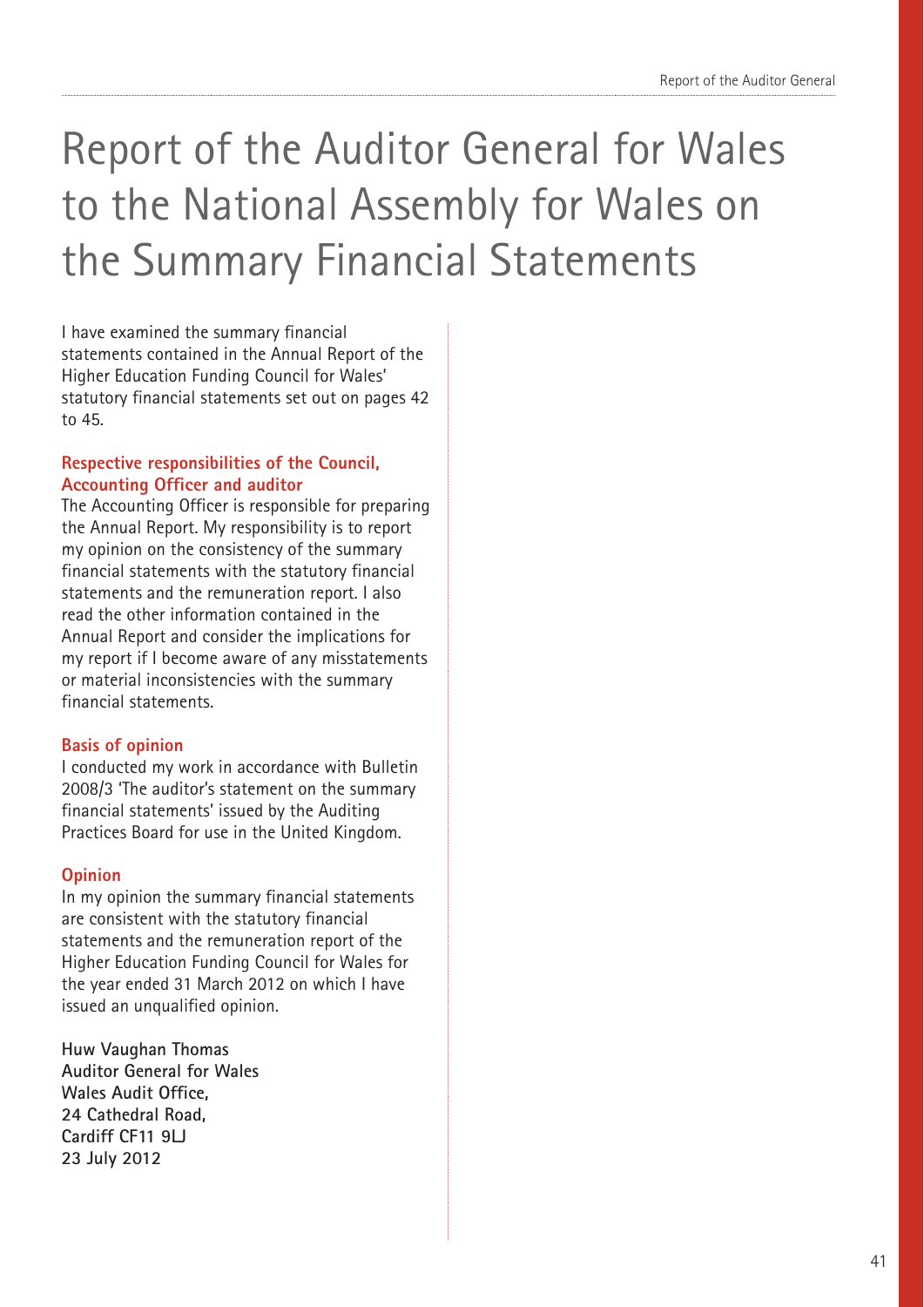# Report of the Auditor General for Wales to the National Assembly for Wales on the Summary Financial Statements

I have examined the summary financial statements contained in the Annual Report of the Higher Education Funding Council for Wales' statutory financial statements set out on pages 42 to 45.

### Respective responsibilities of the Council, Accounting Officer and auditor

The Accounting Officer is responsible for preparing the Annual Report. My responsibility is to report my opinion on the consistency of the summary financial statements with the statutory financial statements and the remuneration report. I also read the other information contained in the Annual Report and consider the implications for my report if I become aware of any misstatements or material inconsistencies with the summary financial statements.

### Basis of opinion

I conducted my work in accordance with Bulletin 2008/3 'The auditor's statement on the summary financial statements' issued by the Auditing Practices Board for use in the United Kingdom.

### Opinion

In my opinion the summary financial statements are consistent with the statutory financial statements and the remuneration report of the Higher Education Funding Council for Wales for the year ended 31 March 2012 on which I have issued an unqualified opinion.

**Huw Vaughan Thomas**
**Auditor General for Wales**
**Wales Audit Office,**
**24 Cathedral Road,**
**Cardiff CF11 9LJ**
**23 July 2012**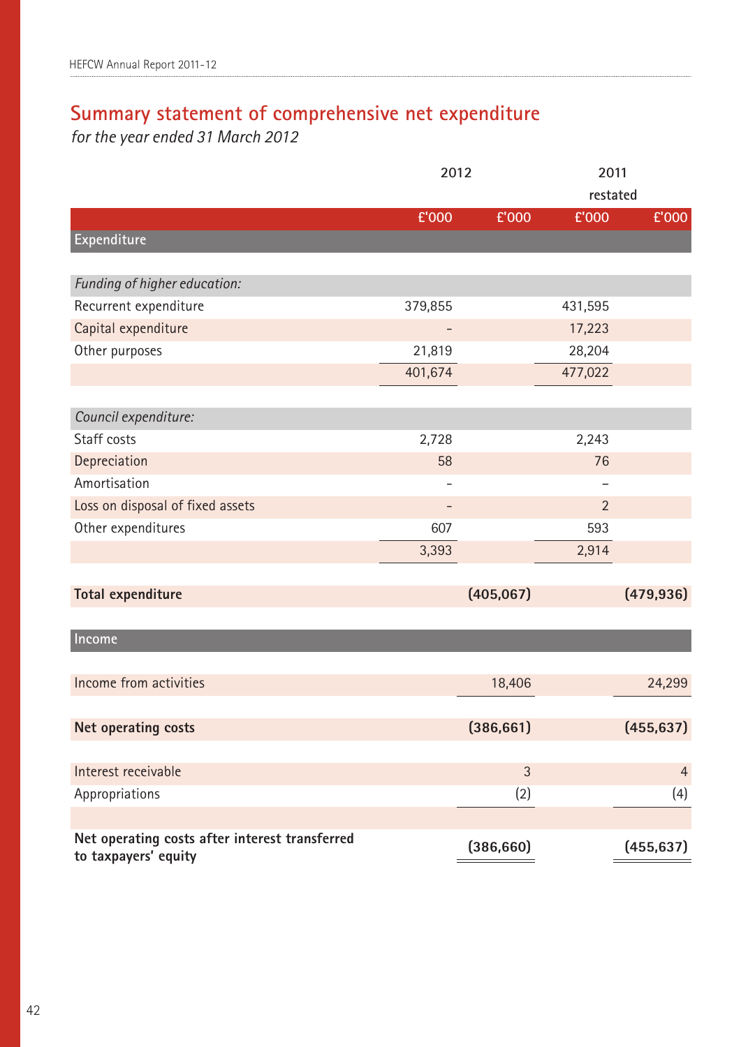## Summary statement of comprehensive net expenditure

*for the year ended 31 March 2012*

| | 2012 | | 2011 restated | |
|---|---|---|---|---|
| | £'000 | £'000 | £'000 | £'000 |
| **Expenditure** | | | | |
| *Funding of higher education:* | | | | |
| Recurrent expenditure | 379,855 | | 431,595 | |
| Capital expenditure | – | | 17,223 | |
| Other purposes | 21,819 | | 28,204 | |
| | 401,674 | | 477,022 | |
| *Council expenditure:* | | | | |
| Staff costs | 2,728 | | 2,243 | |
| Depreciation | 58 | | 76 | |
| Amortisation | – | | – | |
| Loss on disposal of fixed assets | – | | 2 | |
| Other expenditures | 607 | | 593 | |
| | 3,393 | | 2,914 | |
| **Total expenditure** | | **(405,067)** | | **(479,936)** |
| **Income** | | | | |
| Income from activities | | 18,406 | | 24,299 |
| **Net operating costs** | | **(386,661)** | | **(455,637)** |
| Interest receivable | | 3 | | 4 |
| Appropriations | | (2) | | (4) |
| **Net operating costs after interest transferred to taxpayers' equity** | | **(386,660)** | | **(455,637)** |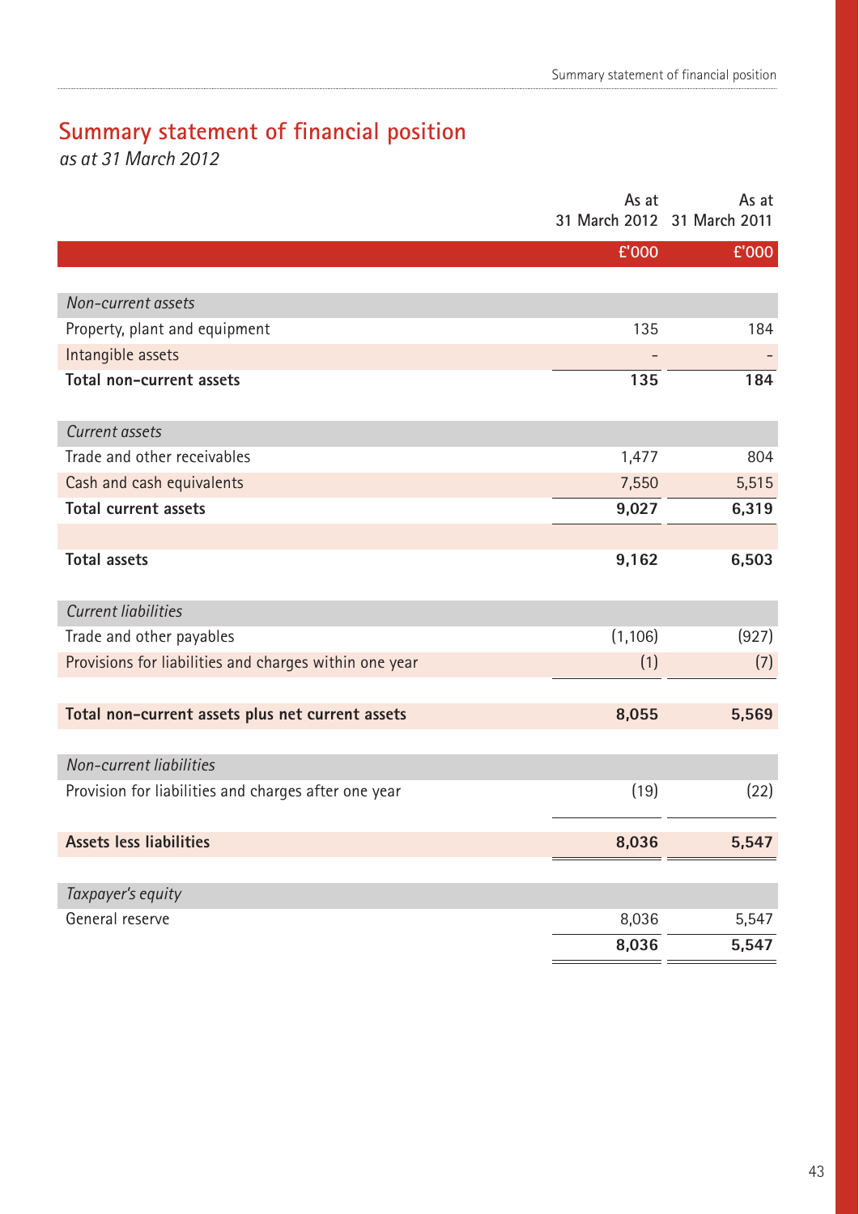## Summary statement of financial position

*as at 31 March 2012*

| | As at 31 March 2012 | As at 31 March 2011 |
|---|---|---|
| | £'000 | £'000 |
| *Non-current assets* | | |
| Property, plant and equipment | 135 | 184 |
| Intangible assets | - | - |
| **Total non-current assets** | **135** | **184** |
| *Current assets* | | |
| Trade and other receivables | 1,477 | 804 |
| Cash and cash equivalents | 7,550 | 5,515 |
| **Total current assets** | **9,027** | **6,319** |
| **Total assets** | **9,162** | **6,503** |
| *Current liabilities* | | |
| Trade and other payables | (1,106) | (927) |
| Provisions for liabilities and charges within one year | (1) | (7) |
| **Total non-current assets plus net current assets** | **8,055** | **5,569** |
| *Non-current liabilities* | | |
| Provision for liabilities and charges after one year | (19) | (22) |
| **Assets less liabilities** | **8,036** | **5,547** |
| *Taxpayer's equity* | | |
| General reserve | 8,036 | 5,547 |
| | **8,036** | **5,547** |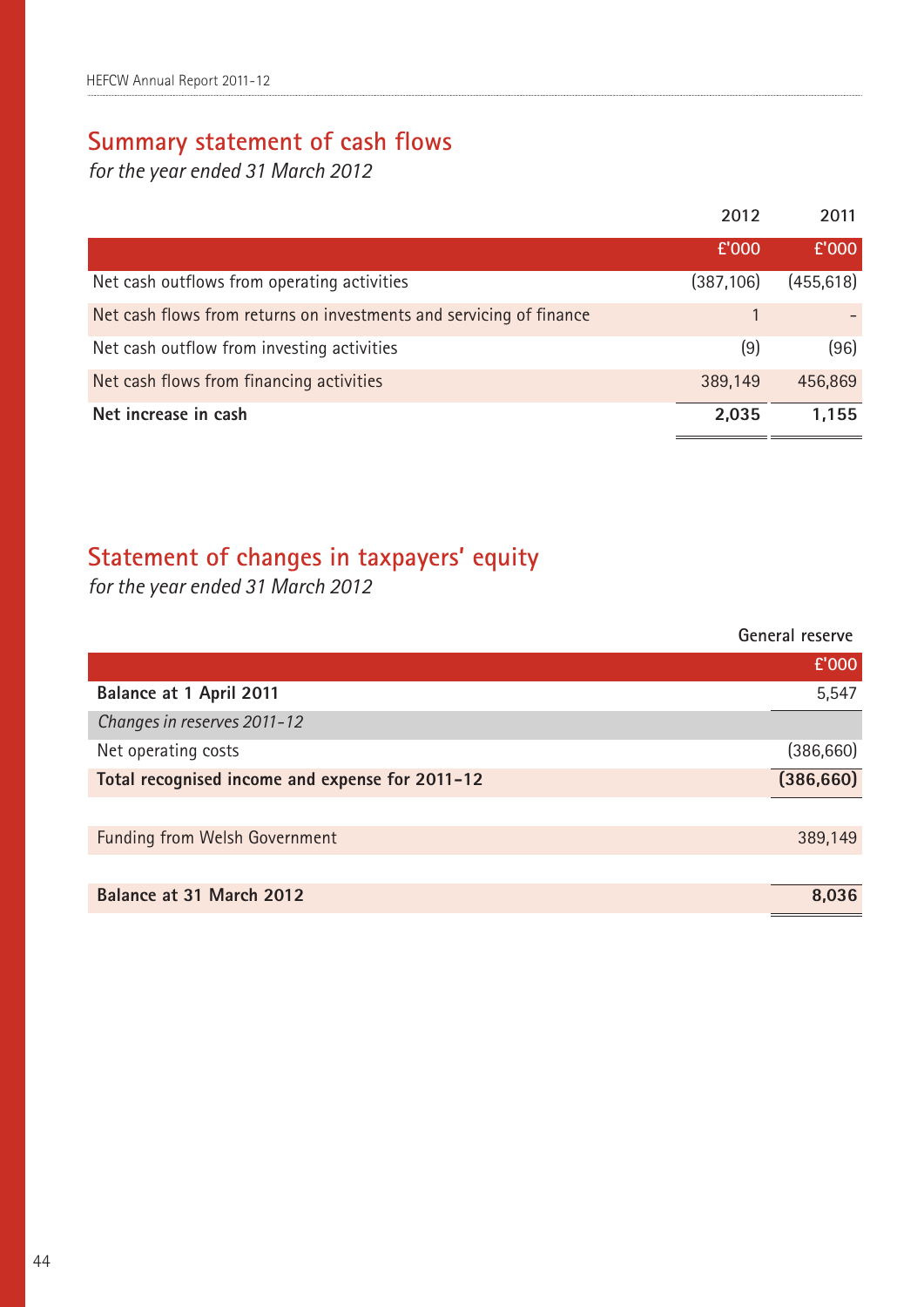## Summary statement of cash flows

*for the year ended 31 March 2012*

| | 2012 | 2011 |
|---|---|---|
| | £'000 | £'000 |
| Net cash outflows from operating activities | (387,106) | (455,618) |
| Net cash flows from returns on investments and servicing of finance | 1 | – |
| Net cash outflow from investing activities | (9) | (96) |
| Net cash flows from financing activities | 389,149 | 456,869 |
| **Net increase in cash** | **2,035** | **1,155** |

## Statement of changes in taxpayers' equity

*for the year ended 31 March 2012*

| | General reserve |
|---|---|
| | £'000 |
| **Balance at 1 April 2011** | 5,547 |
| *Changes in reserves 2011-12* | |
| Net operating costs | (386,660) |
| **Total recognised income and expense for 2011-12** | **(386,660)** |
| Funding from Welsh Government | 389,149 |
| **Balance at 31 March 2012** | **8,036** |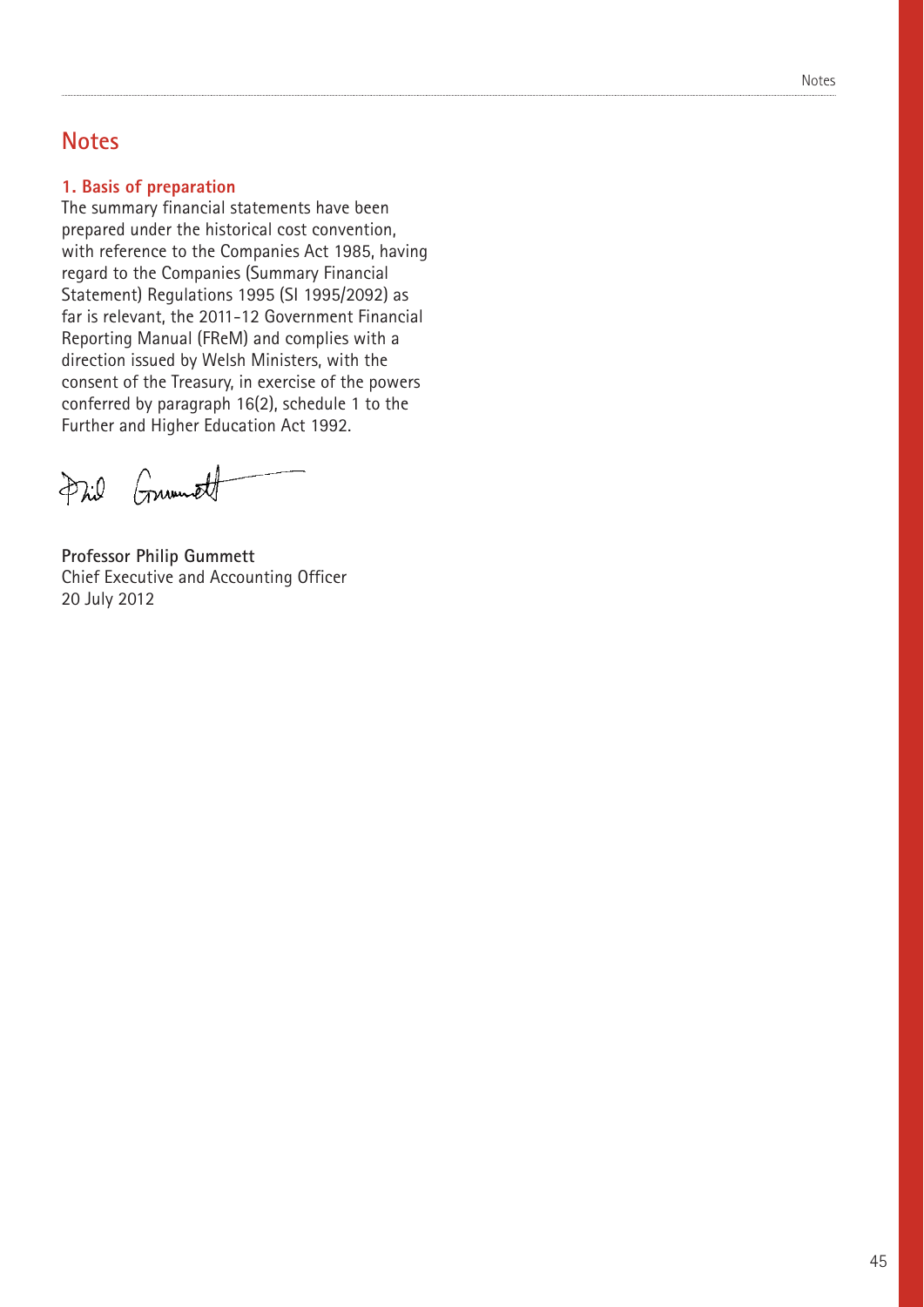# Notes

### 1. Basis of preparation

The summary financial statements have been prepared under the historical cost convention, with reference to the Companies Act 1985, having regard to the Companies (Summary Financial Statement) Regulations 1995 (SI 1995/2092) as far is relevant, the 2011-12 Government Financial Reporting Manual (FReM) and complies with a direction issued by Welsh Ministers, with the consent of the Treasury, in exercise of the powers conferred by paragraph 16(2), schedule 1 to the Further and Higher Education Act 1992.

**Professor Philip Gummett**
Chief Executive and Accounting Officer
20 July 2012